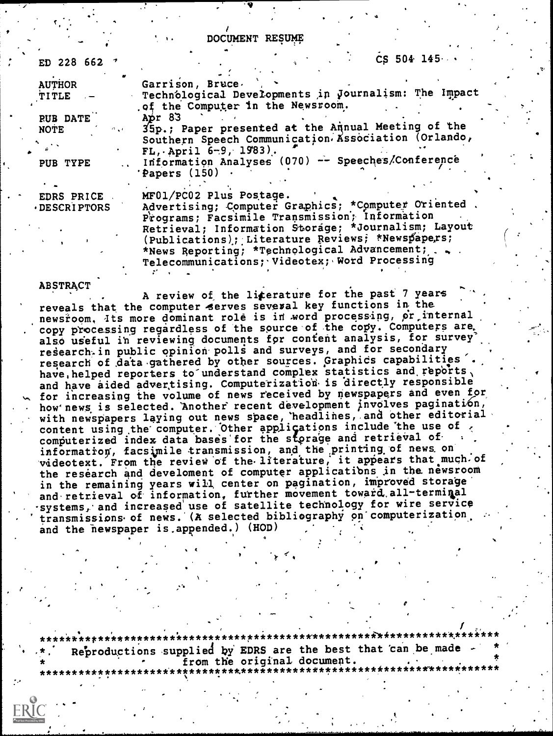# DOCUMENT RESUME

ED 228 662 CS 504 145

| | |
|---|---|
| AUTHOR | Garrison, Bruce |
| TITLE | Technological Developments in Journalism: The Impact of the Computer in the Newsroom. |
| PUB DATE | Apr 83 |
| NOTE | 35p.; Paper presented at the Annual Meeting of the Southern Speech Communication Association (Orlando, FL, April 6-9, 1983). |
| PUB TYPE | Information Analyses (070) -- Speeches/Conference Papers (150) |
| EDRS PRICE | MF01/PC02 Plus Postage. |
| DESCRIPTORS | Advertising; Computer Graphics; *Computer Oriented Programs; Facsimile Transmission; Information Retrieval; Information Storage; *Journalism; Layout (Publications); Literature Reviews; *Newspapers; *News Reporting; *Technological Advancement; Telecommunications; Videotex; Word Processing |

## ABSTRACT

A review of the literature for the past 7 years reveals that the computer serves several key functions in the newsroom. Its more dominant role is in word processing, or internal copy processing regardless of the source of the copy. Computers are also useful in reviewing documents for content analysis, for survey research in public opinion polls and surveys, and for secondary research of data gathered by other sources. Graphics capabilities have helped reporters to understand complex statistics and reports, and have aided advertising. Computerization is directly responsible for increasing the volume of news received by newspapers and even for how news is selected. Another recent development involves pagination, with newspapers laying out news space, headlines, and other editorial content using the computer. Other applications include the use of computerized index data bases for the storage and retrieval of information, facsimile transmission, and the printing of news on videotext. From the review of the literature, it appears that much of the research and develoment of computer applications in the newsroom in the remaining years will center on pagination, improved storage and retrieval of information, further movement toward all-terminal systems, and increased use of satellite technology for wire service transmissions of news. (A selected bibliography on computerization and the newspaper is appended.) (HOD)

***********************************************************************
\* Reproductions supplied by EDRS are the best that can be made \*
\* from the original document. \*
***********************************************************************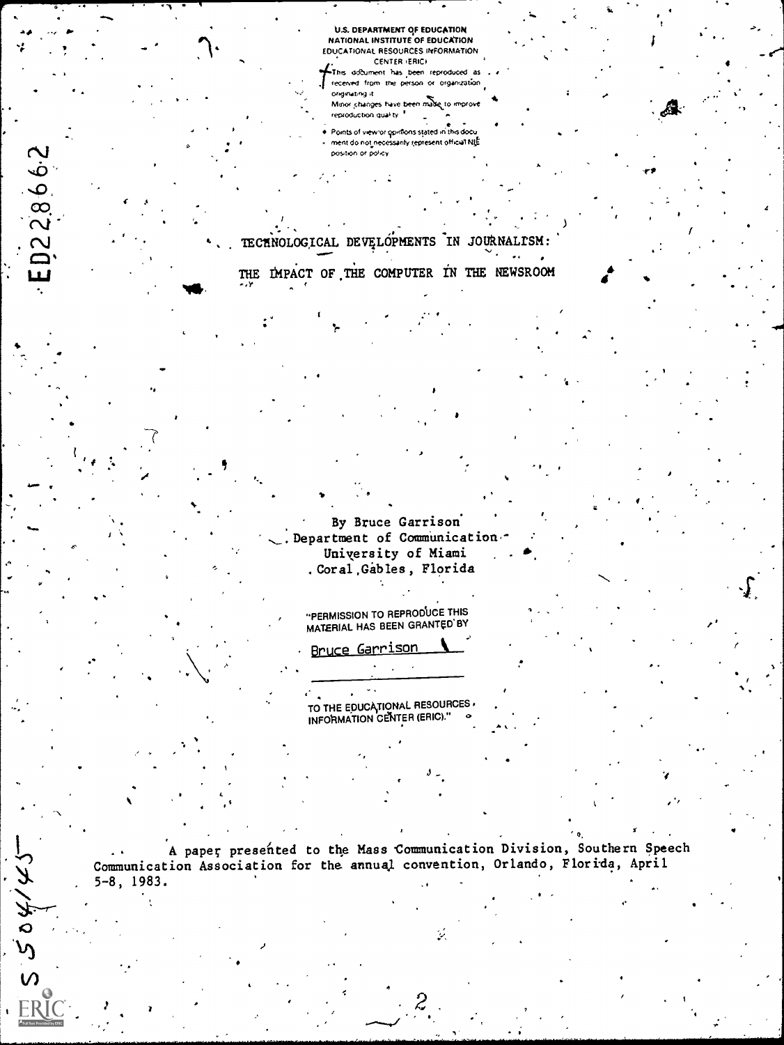U.S. DEPARTMENT OF EDUCATION
NATIONAL INSTITUTE OF EDUCATION
EDUCATIONAL RESOURCES INFORMATION CENTER (ERIC)

This document has been reproduced as received from the person or organization originating it.
Minor changes have been made to improve reproduction quality.

- Points of view or opinions stated in this document do not necessarily represent official NIE position or policy.

ED228662

# TECHNOLOGICAL DEVELOPMENTS IN JOURNALISM:

# THE IMPACT OF THE COMPUTER IN THE NEWSROOM

By Bruce Garrison
Department of Communication
University of Miami
Coral Gables, Florida

"PERMISSION TO REPRODUCE THIS MATERIAL HAS BEEN GRANTED BY

Bruce Garrison

TO THE EDUCATIONAL RESOURCES INFORMATION CENTER (ERIC)."

A paper presented to the Mass Communication Division, Southern Speech Communication Association for the annual convention, Orlando, Florida, April 5-8, 1983.

CS504145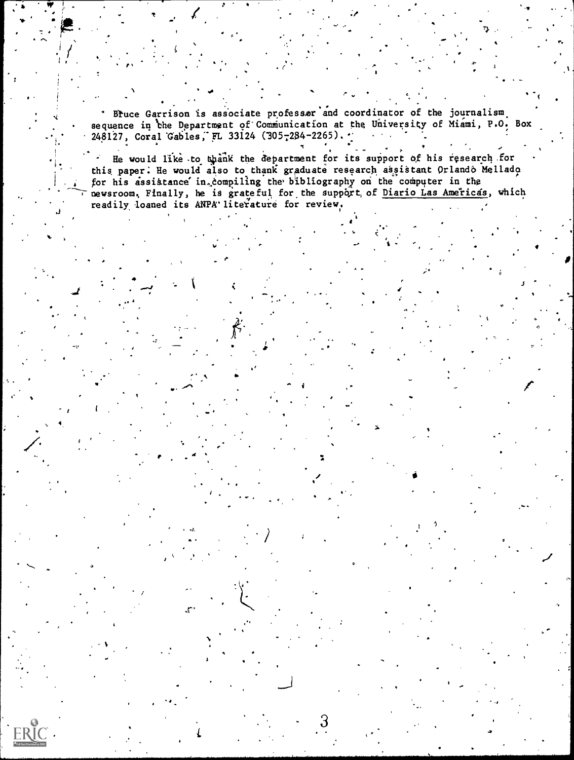Bruce Garrison is associate professor and coordinator of the journalism sequence in the Department of Communication at the University of Miami, P.O. Box 248127, Coral Gables, FL 33124 (305-284-2265).

He would like to thank the department for its support of his research for this paper. He would also to thank graduate research assistant Orlando Mellado for his assistance in compiling the bibliography on the computer in the newsroom. Finally, he is grateful for the support of Diario Las Americas, which readily loaned its ANPA literature for review.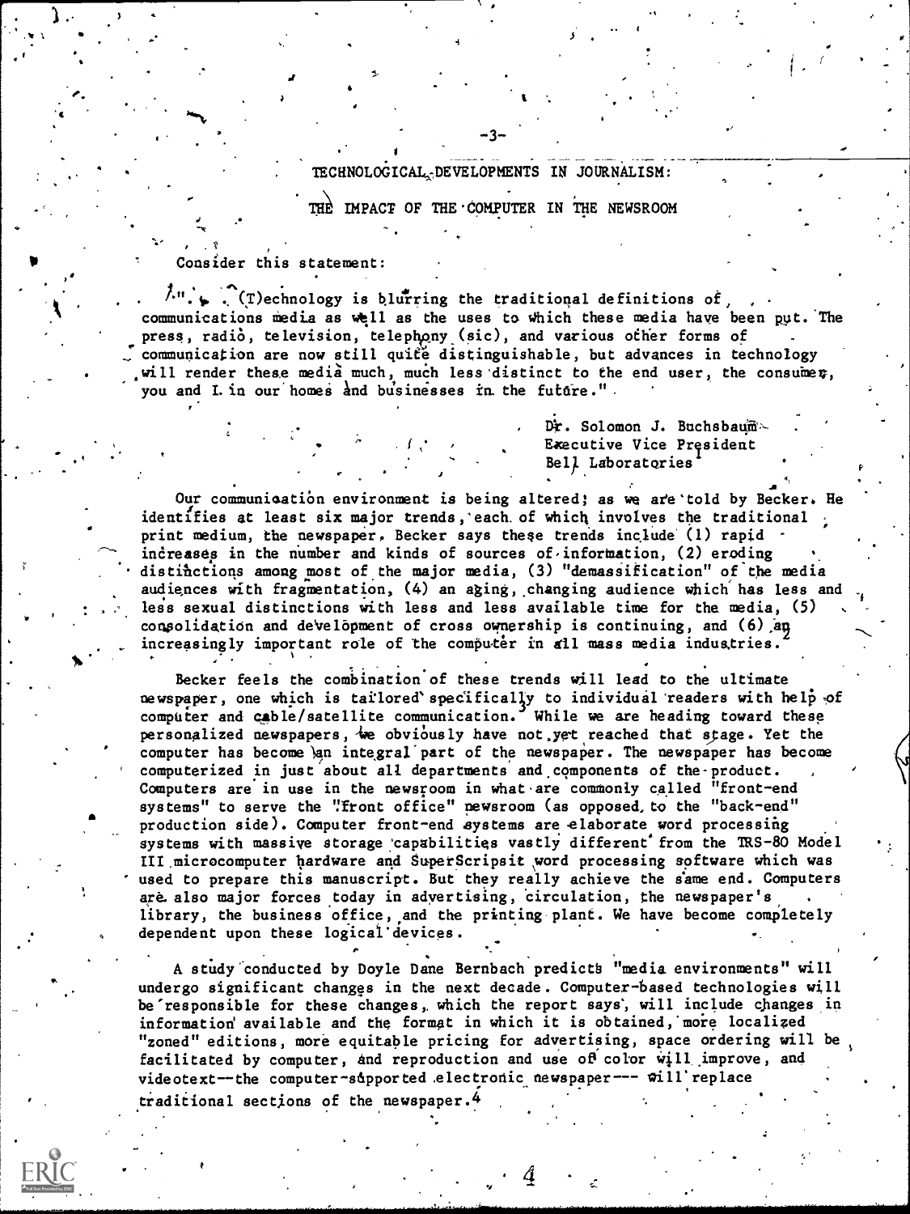## TECHNOLOGICAL DEVELOPMENTS IN JOURNALISM:

## THE IMPACT OF THE COMPUTER IN THE NEWSROOM

Consider this statement:

". . . (T)echnology is blurring the traditional definitions of communications media as well as the uses to which these media have been put. The press, radio, television, telephony (sic), and various other forms of communication are now still quite distinguishable, but advances in technology will render these media much, much less distinct to the end user, the consumer, you and I in our homes and businesses in the future."

Dr. Solomon J. Buchsbaum
Executive Vice President
Bell Laboratories[1]

Our communication environment is being altered; as we are told by Becker. He identifies at least six major trends, each of which involves the traditional print medium, the newspaper. Becker says these trends include (1) rapid increases in the number and kinds of sources of information, (2) eroding distinctions among most of the major media, (3) "demassification" of the media audiences with fragmentation, (4) an aging, changing audience which has less and less sexual distinctions with less and less available time for the media, (5) consolidation and development of cross ownership is continuing, and (6) an increasingly important role of the computer in all mass media industries.[2]

Becker feels the combination of these trends will lead to the ultimate newspaper, one which is tailored specifically to individual readers with help of computer and cable/satellite communication.[3] While we are heading toward these personalized newspapers, we obviously have not yet reached that stage. Yet the computer has become an integral part of the newspaper. The newspaper has become computerized in just about all departments and components of the product. Computers are in use in the newsroom in what are commonly called "front-end systems" to serve the "front office" newsroom (as opposed to the "back-end" production side). Computer front-end systems are elaborate word processing systems with massive storage capabilities vastly different from the TRS-80 Model III microcomputer hardware and SuperScripsit word processing software which was used to prepare this manuscript. But they really achieve the same end. Computers are also major forces today in advertising, circulation, the newspaper's library, the business office, and the printing plant. We have become completely dependent upon these logical devices.

A study conducted by Doyle Dane Bernbach predicts "media environments" will undergo significant changes in the next decade. Computer-based technologies will be responsible for these changes, which the report says, will include changes in information available and the format in which it is obtained, more localized "zoned" editions, more equitable pricing for advertising, space ordering will be facilitated by computer, and reproduction and use of color will improve, and videotext—the computer-supported electronic newspaper— will replace traditional sections of the newspaper.[4]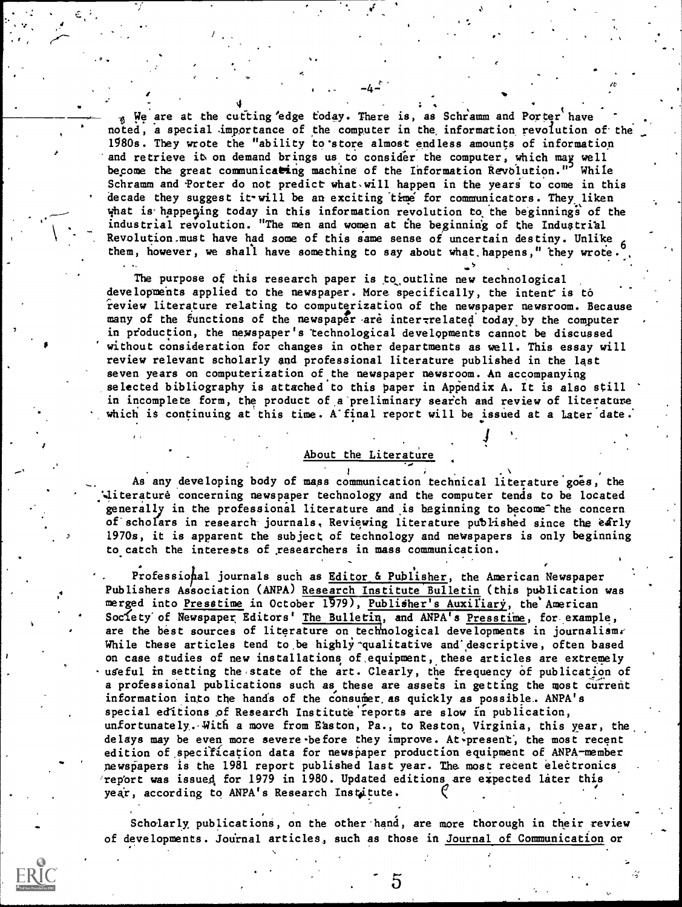We are at the cutting edge today. There is, as Schramm and Porter have noted, a special importance of the computer in the information revolution of the 1980s. They wrote the "ability to store almost endless amounts of information and retrieve it on demand brings us to consider the computer, which may well become the great communicating machine of the Information Revolution."[5] While Schramm and Porter do not predict what will happen in the years to come in this decade they suggest it will be an exciting time for communicators. They liken what is happening today in this information revolution to the beginnings of the industrial revolution. "The men and women at the beginning of the Industrial Revolution must have had some of this same sense of uncertain destiny. Unlike them, however, we shall have something to say about what happens," they wrote.[6]

The purpose of this research paper is to outline new technological developments applied to the newspaper. More specifically, the intent is to review literature relating to computerization of the newspaper newsroom. Because many of the functions of the newspaper are inter-related today by the computer in production, the newspaper's technological developments cannot be discussed without consideration for changes in other departments as well. This essay will review relevant scholarly and professional literature published in the last seven years on computerization of the newspaper newsroom. An accompanying selected bibliography is attached to this paper in Appendix A. It is also still in incomplete form, the product of a preliminary search and review of literature which is continuing at this time. A final report will be issued at a later date.

## About the Literature

As any developing body of mass communication technical literature goes, the literature concerning newspaper technology and the computer tends to be located generally in the professional literature and is beginning to become the concern of scholars in research journals. Reviewing literature published since the early 1970s, it is apparent the subject of technology and newspapers is only beginning to catch the interests of researchers in mass communication.

Professional journals such as Editor & Publisher, the American Newspaper Publishers Association (ANPA) Research Institute Bulletin (this publication was merged into Presstime in October 1979), Publisher's Auxiliary, the American Society of Newspaper Editors' The Bulletin, and ANPA's Presstime, for example, are the best sources of literature on technological developments in journalism. While these articles tend to be highly qualitative and descriptive, often based on case studies of new installations of equipment, these articles are extremely useful in setting the state of the art. Clearly, the frequency of publication of a professional publications such as these are assets in getting the most current information into the hands of the consumer as quickly as possible. ANPA's special editions of Research Institute reports are slow in publication, unfortunately. With a move from Easton, Pa., to Reston, Virginia, this year, the delays may be even more severe before they improve. At present, the most recent edition of specification data for newspaper production equipment of ANPA-member newspapers is the 1981 report published last year. The most recent electronics report was issued for 1979 in 1980. Updated editions are expected later this year, according to ANPA's Research Institute.

Scholarly publications, on the other hand, are more thorough in their review of developments. Journal articles, such as those in Journal of Communication or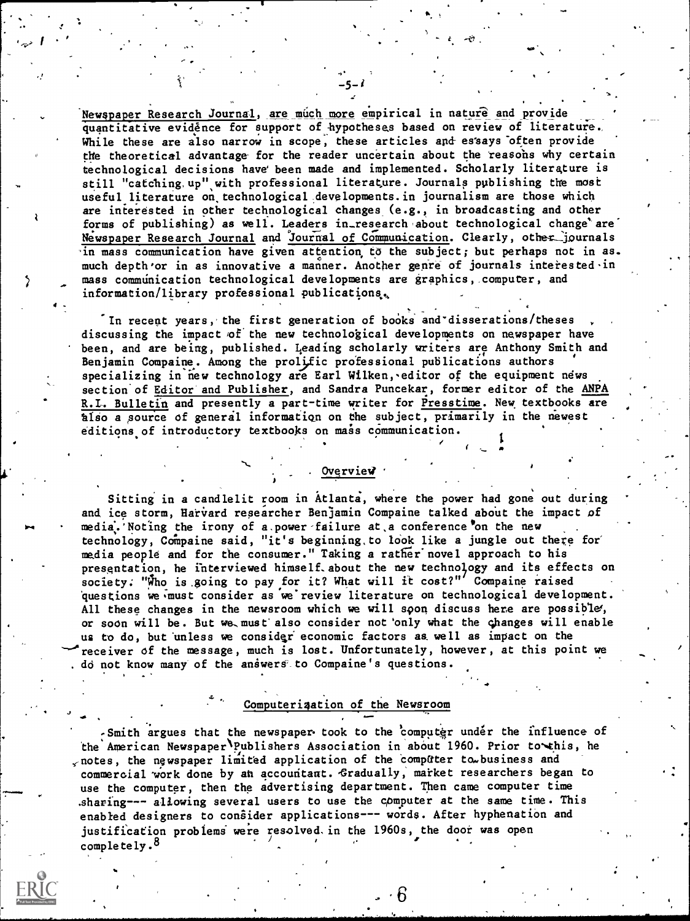Newspaper Research Journal, are much more empirical in nature and provide quantitative evidence for support of hypotheses based on review of literature. While these are also narrow in scope, these articles and essays often provide the theoretical advantage for the reader uncertain about the reasons why certain technological decisions have been made and implemented. Scholarly literature is still "catching up" with professional literature. Journals publishing the most useful literature on technological developments in journalism are those which are interested in other technological changes (e.g., in broadcasting and other forms of publishing) as well. Leaders in research about technological change are Newspaper Research Journal and Journal of Communication. Clearly, other journals in mass communication have given attention to the subject; but perhaps not in as much depth or in as innovative a manner. Another genre of journals interested in mass communication technological developments are graphics, computer, and information/library professional publications.

In recent years, the first generation of books and disserations/theses discussing the impact of the new technological developments on newspaper have been, and are being, published. Leading scholarly writers are Anthony Smith and Benjamin Compaine. Among the prolific professional publications authors specializing in new technology are Earl Wilken, editor of the equipment news section of Editor and Publisher, and Sandra Puncekar, former editor of the ANPA R.I. Bulletin and presently a part-time writer for Presstime. New textbooks are also a source of general information on the subject, primarily in the newest editions of introductory textbooks on mass communication.

## Overview

Sitting in a candlelit room in Atlanta, where the power had gone out during and ice storm, Harvard researcher Benjamin Compaine talked about the impact of media. Noting the irony of a power failure at a conference on the new technology, Compaine said, "it's beginning to look like a jungle out there for media people and for the consumer." Taking a rather novel approach to his presentation, he interviewed himself about the new technology and its effects on society. "Who is going to pay for it? What will it cost?" Compaine raised questions we must consider as we review literature on technological development. All these changes in the newsroom which we will soon discuss here are possible, or soon will be. But we must also consider not only what the changes will enable us to do, but unless we consider economic factors as well as impact on the receiver of the message, much is lost. Unfortunately, however, at this point we do not know many of the answers to Compaine's questions.

## Computerization of the Newsroom

Smith argues that the newspaper took to the computer under the influence of the American Newspaper Publishers Association in about 1960. Prior to this, he notes, the newspaper limited application of the computer to business and commercial work done by an accountant. Gradually, market researchers began to use the computer, then the advertising department. Then came computer time sharing--- allowing several users to use the computer at the same time. This enabled designers to consider applications--- words. After hyphenation and justification problems were resolved in the 1960s, the door was open completely.[8]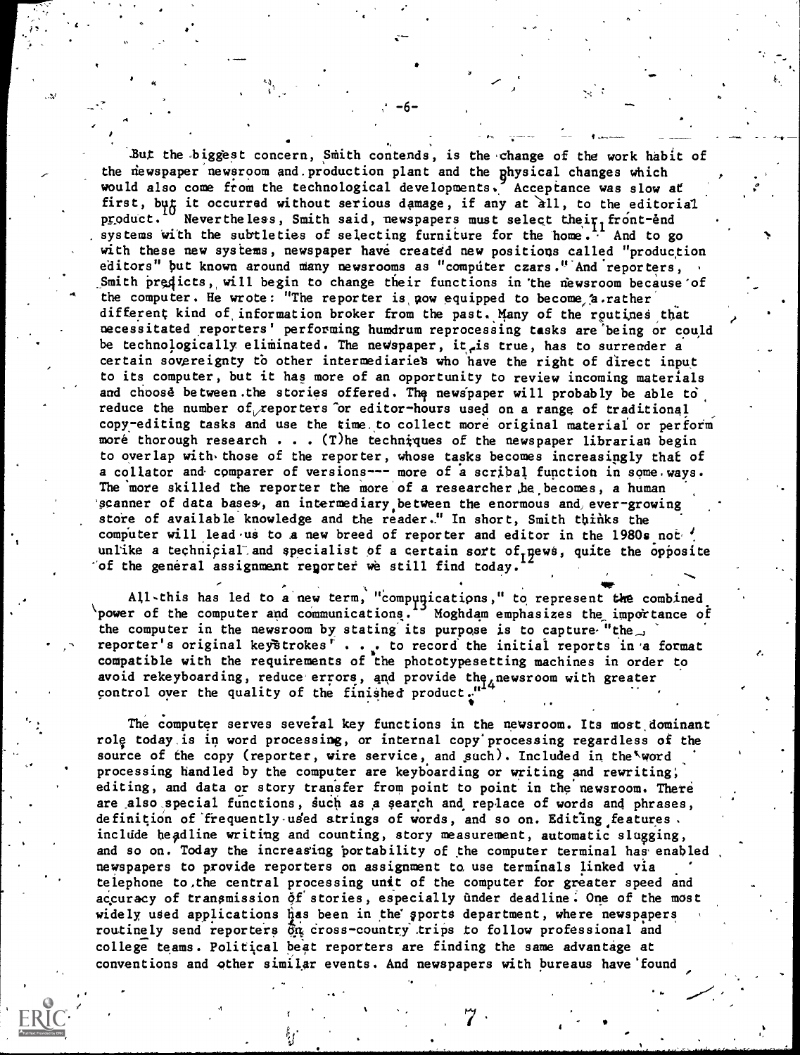But the biggest concern, Smith contends, is the change of the work habit of the newspaper newsroom and production plant and the physical changes which would also come from the technological developments.[9] Acceptance was slow at first, but it occurred without serious damage, if any at all, to the editorial product.[10] Nevertheless, Smith said, newspapers must select their front-end systems with the subtleties of selecting furniture for the home.[11] And to go with these new systems, newspaper have created new positions called "production editors" but known around many newsrooms as "computer czars." And reporters, Smith predicts, will begin to change their functions in the newsroom because of the computer. He wrote: "The reporter is now equipped to become a rather different kind of information broker from the past. Many of the routines that necessitated reporters' performing humdrum reprocessing tasks are being or could be technologically eliminated. The newspaper, it is true, has to surrender a certain sovereignty to other intermediaries who have the right of direct input to its computer, but it has more of an opportunity to review incoming materials and choose between the stories offered. The newspaper will probably be able to reduce the number of reporters or editor-hours used on a range of traditional copy-editing tasks and use the time to collect more original material or perform more thorough research . . . (T)he techniques of the newspaper librarian begin to overlap with those of the reporter, whose tasks becomes increasingly that of a collator and comparer of versions--- more of a scribal function in some ways. The more skilled the reporter the more of a researcher he becomes, a human scanner of data bases, an intermediary between the enormous and ever-growing store of available knowledge and the reader." In short, Smith thinks the computer will lead us to a new breed of reporter and editor in the 1980s not unlike a technicial and specialist of a certain sort of news, quite the opposite of the general assignment reporter we still find today.[12]

All this has led to a new term, "compunications," to represent the combined power of the computer and communications.[13] Moghdam emphasizes the importance of the computer in the newsroom by stating its purpose is to capture "the reporter's original keystrokes' . . . to record the initial reports in a format compatible with the requirements of the phototypesetting machines in order to avoid rekeyboarding, reduce errors, and provide the newsroom with greater control over the quality of the finished product."[14]

The computer serves several key functions in the newsroom. Its most dominant role today is in word processing, or internal copy processing regardless of the source of the copy (reporter, wire service, and such). Included in the word processing handled by the computer are keyboarding or writing and rewriting, editing, and data or story transfer from point to point in the newsroom. There are also special functions, such as a search and replace of words and phrases, definition of frequently used strings of words, and so on. Editing features include headline writing and counting, story measurement, automatic slugging, and so on. Today the increasing portability of the computer terminal has enabled newspapers to provide reporters on assignment to use terminals linked via telephone to the central processing unit of the computer for greater speed and accuracy of transmission of stories, especially under deadline. One of the most widely used applications has been in the sports department, where newspapers routinely send reporters on cross-country trips to follow professional and college teams. Political beat reporters are finding the same advantage at conventions and other similar events. And newspapers with bureaus have found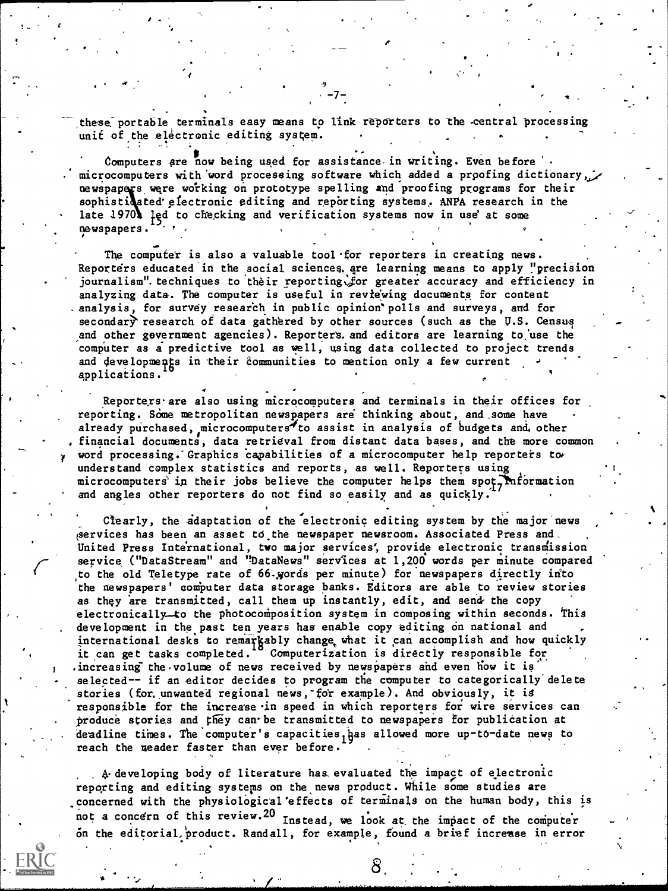these portable terminals easy means to link reporters to the central processing unit of the electronic editing system.

Computers are now being used for assistance in writing. Even before microcomputers with word processing software which added a proofing dictionary, newspapers were working on prototype spelling and proofing programs for their sophisticated electronic editing and reporting systems. ANPA research in the late 1970s led to checking and verification systems now in use at some newspapers.[15]

The computer is also a valuable tool for reporters in creating news. Reporters educated in the social sciences are learning means to apply "precision journalism" techniques to their reporting for greater accuracy and efficiency in analyzing data. The computer is useful in reviewing documents for content analysis, for survey research in public opinion polls and surveys, and for secondary research of data gathered by other sources (such as the U.S. Census and other government agencies). Reporters and editors are learning to use the computer as a predictive tool as well, using data collected to project trends and developments in their communities to mention only a few current applications.[16]

Reporters are also using microcomputers and terminals in their offices for reporting. Some metropolitan newspapers are thinking about, and some have already purchased, microcomputers to assist in analysis of budgets and other financial documents, data retrieval from distant data bases, and the more common word processing. Graphics capabilities of a microcomputer help reporters to understand complex statistics and reports, as well. Reporters using microcomputers in their jobs believe the computer helps them spot information and angles other reporters do not find so easily and as quickly.[17]

Clearly, the adaptation of the electronic editing system by the major news services has been an asset to the newspaper newsroom. Associated Press and United Press International, two major services, provide electronic transmission service ("DataStream" and "DataNews" services at 1,200 words per minute compared to the old Teletype rate of 66 words per minute) for newspapers directly into the newspapers' computer data storage banks. Editors are able to review stories as they are transmitted, call them up instantly, edit, and send the copy electronically to the photocomposition system in composing within seconds. This development in the past ten years has enable copy editing on national and international desks to remarkably change what it can accomplish and how quickly it can get tasks completed.[18] Computerization is directly responsible for increasing the volume of news received by newspapers and even how it is selected-- if an editor decides to program the computer to categorically delete stories (for unwanted regional news, for example). And obviously, it is responsible for the increase in speed in which reporters for wire services can produce stories and they can be transmitted to newspapers for publication at deadline times. The computer's capacities has allowed more up-to-date news to reach the reader faster than ever before.[19]

A developing body of literature has evaluated the impact of electronic reporting and editing systems on the news product. While some studies are concerned with the physiological effects of terminals on the human body, this is not a concern of this review.[20] Instead, we look at the impact of the computer on the editorial product. Randall, for example, found a brief increase in error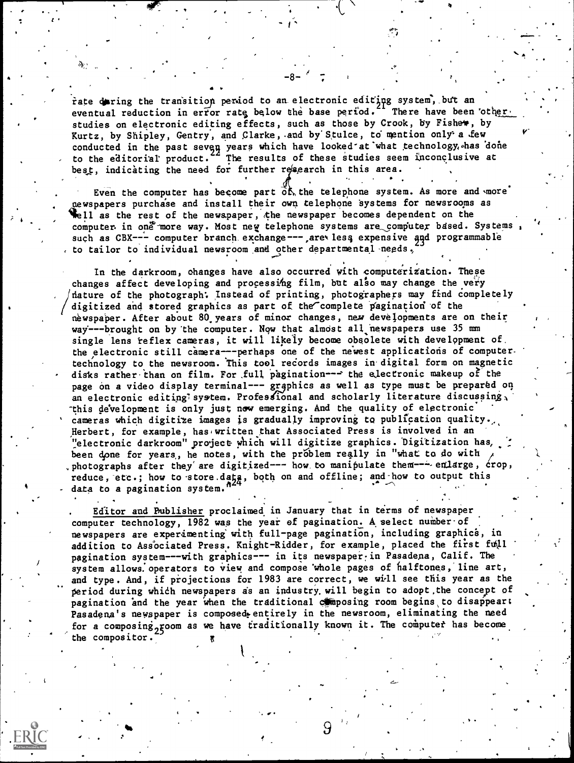rate during the transition period to an electronic editing system, but an eventual reduction in error rate below the base period.[21] There have been other studies on electronic editing effects, such as those by Crook, by Fisher, by Kurtz, by Shipley, Gentry, and Clarke, and by Stulce, to mention only a few conducted in the past seven years which have looked at what technology has done to the editorial product.[22] The results of these studies seem inconclusive at best, indicating the need for further research in this area.

Even the computer has become part of the telephone system. As more and more newspapers purchase and install their own telephone systems for newsrooms as well as the rest of the newspaper, the newspaper becomes dependent on the computer in one more way. Most new telephone systems are computer based. Systems such as CBX--- computer branch exchange---are less expensive and programmable to tailor to individual newsroom and other departmental needs.[23]

In the darkroom, changes have also occurred with computerization. These changes affect developing and processing film, but also may change the very nature of the photograph. Instead of printing, photographers may find completely digitized and stored graphics as part of the complete pagination of the newspaper. After about 80 years of minor changes, new developments are on their way---brought on by the computer. Now that almost all newspapers use 35 mm single lens reflex cameras, it will likely become obsolete with development of the electronic still camera---perhaps one of the newest applications of computer technology to the newsroom. This tool records images in digital form on magnetic disks rather than on film. For full pagination--- the electronic makeup of the page on a video display terminal--- graphics as well as type must be prepared on an electronic editing system. Professional and scholarly literature discussing this development is only just now emerging. And the quality of electronic cameras which digitize images is gradually improving to publication quality. Herbert, for example, has written that Associated Press is involved in an "electronic darkroom" project which will digitize graphics. Digitization has been done for years, he notes, with the problem really in "what to do with photographs after they are digitized--- how to manipulate them--- enlarge, crop, reduce, etc.; how to store data, both on and offline; and how to output this data to a pagination system."[24]

*Editor and Publisher* proclaimed in January that in terms of newspaper computer technology, 1982 was the year of pagination. A select number of newspapers are experimenting with full-page pagination, including graphics, in addition to Associated Press. Knight-Ridder, for example, placed the first full pagination system---with graphics--- in its newspaper in Pasadena, Calif. The system allows operators to view and compose whole pages of halftones, line art, and type. And, if projections for 1983 are correct, we will see this year as the period during which newspapers as an industry will begin to adopt the concept of pagination and the year when the traditional composing room begins to disappear: Pasadena's newspaper is composed entirely in the newsroom, eliminating the need for a composing room as we have traditionally known it. The computer has become the compositor.[25]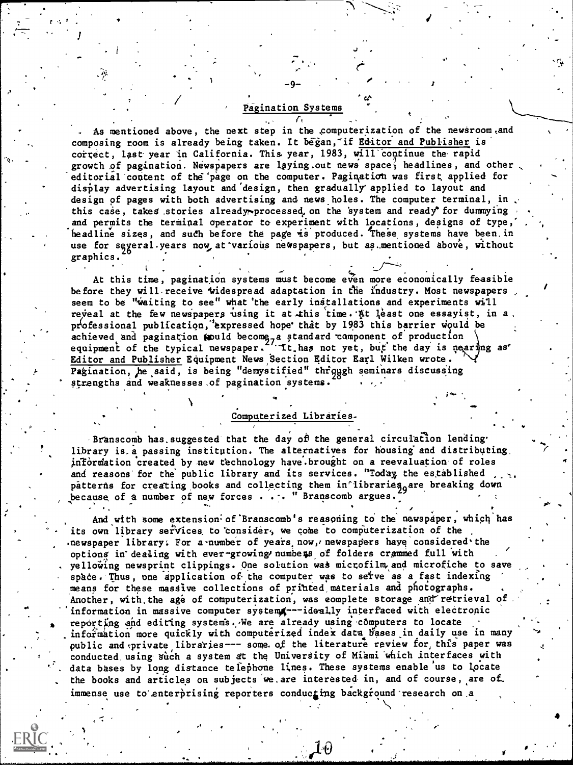## Pagination Systems

As mentioned above, the next step in the computerization of the newsroom and composing room is already being taken. It began, if *Editor and Publisher* is correct, last year in California. This year, 1983, will continue the rapid growth of pagination. Newspapers are laying out news space, headlines, and other editorial content of the page on the computer. Pagination was first applied for display advertising layout and design, then gradually applied to layout and design of pages with both advertising and news holes. The computer terminal, in this case, takes stories already processed on the system and ready for dummying and permits the terminal operator to experiment with locations, designs of type, headline sizes, and such before the page is produced. These systems have been in use for several years now at various newspapers, but as mentioned above, without graphics.[26]

At this time, pagination systems must become even more economically feasible before they will receive widespread adaptation in the industry. Most newspapers seem to be "waiting to see" what the early installations and experiments will reveal at the few newspapers using it at this time. At least one essayist, in a professional publication, expressed hope that by 1983 this barrier would be achieved and pagination would become a standard component of production equipment of the typical newspaper.[27] It has not yet, but the day is nearing as *Editor and Publisher* Equipment News Section Editor Earl Wilken wrote. Pagination, he said, is being "demystified" through seminars discussing strengths and weaknesses of pagination systems.[28]

## Computerized Libraries

Branscomb has suggested that the day of the general circulation lending library is a passing institution. The alternatives for housing and distributing information created by new technology have brought on a reevaluation of roles and reasons for the public library and its services. "Today the established patterns for creating books and collecting them in libraries are breaking down because of a number of new forces . . . " Branscomb argues.[29]

And with some extension of Branscomb's reasoning to the newspaper, which has its own library services to consider, we come to computerization of the newspaper library. For a number of years now, newspapers have considered the options in dealing with ever-growing numbers of folders crammed full with yellowing newsprint clippings. One solution was microfilm and microfiche to save space. Thus, one application of the computer was to serve as a fast indexing means for these massive collections of printed materials and photographs. Another, with the age of computerization, was complete storage and retrieval of information in massive computer systems---ideally interfaced with electronic reporting and editing systems. We are already using computers to locate information more quickly with computerized index data bases in daily use in many public and private libraries--- some of the literature review for this paper was conducted using such a system at the University of Miami which interfaces with data bases by long distance telephone lines. These systems enable us to locate the books and articles on subjects we are interested in, and of course, are of immense use to enterprising reporters conducting background research on a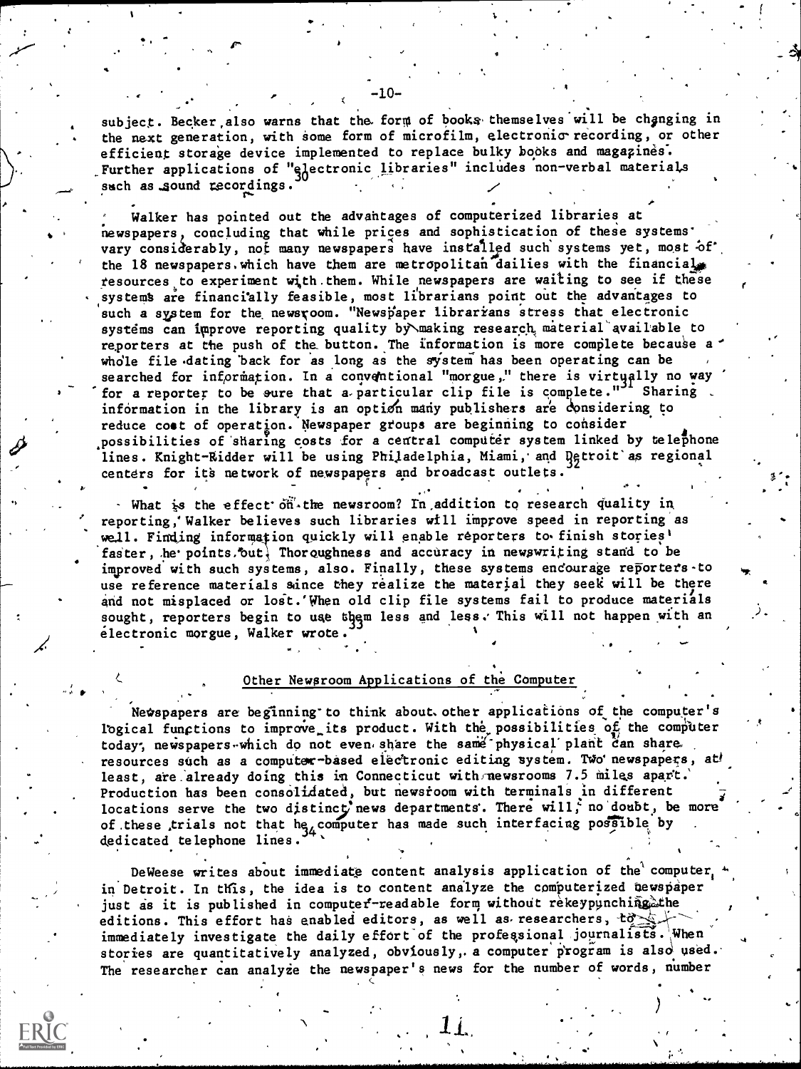subject. Becker also warns that the form of books themselves will be changing in the next generation, with some form of microfilm, electronic recording, or other efficient storage device implemented to replace bulky books and magazines. Further applications of "electronic libraries" includes non-verbal materials such as sound recordings.[30]

Walker has pointed out the advantages of computerized libraries at newspapers, concluding that while prices and sophistication of these systems vary considerably, not many newspapers have installed such systems yet, most of the 18 newspapers which have them are metropolitan dailies with the financial resources to experiment with them. While newspapers are waiting to see if these systems are financially feasible, most librarians point out the advantages to such a system for the newsroom. "Newspaper librarians stress that electronic systems can improve reporting quality by making research material available to reporters at the push of the button. The information is more complete because a whole file dating back for as long as the system has been operating can be searched for information. In a conventional "morgue," there is virtually no way for a reporter to be sure that a particular clip file is complete."[31] Sharing information in the library is an option many publishers are considering to reduce cost of operation. Newspaper groups are beginning to consider possibilities of sharing costs for a central computer system linked by telephone lines. Knight-Ridder will be using Philadelphia, Miami, and Detroit as regional centers for its network of newspapers and broadcast outlets.[32]

What is the effect on the newsroom? In addition to research quality in reporting, Walker believes such libraries will improve speed in reporting as well. Finding information quickly will enable reporters to finish stories faster, he points out. Thoroughness and accuracy in newswriting stand to be improved with such systems, also. Finally, these systems encourage reporters to use reference materials since they realize the material they seek will be there and not misplaced or lost. When old clip file systems fail to produce materials sought, reporters begin to use them less and less. This will not happen with an electronic morgue, Walker wrote.[33]

## Other Newsroom Applications of the Computer

Newspapers are beginning to think about other applications of the computer's logical functions to improve its product. With the possibilities of the computer today, newspapers which do not even share the same physical plant can share resources such as a computer-based electronic editing system. Two newspapers, at least, are already doing this in Connecticut with newsrooms 7.5 miles apart. Production has been consolidated, but newsroom with terminals in different locations serve the two distinct news departments. There will, no doubt, be more of these trials not that he computer has made such interfacing possible by dedicated telephone lines.[34]

DeWeese writes about immediate content analysis application of the computer in Detroit. In this, the idea is to content analyze the computerized newspaper just as it is published in computer-readable form without rekeypunching the editions. This effort has enabled editors, as well as researchers, to immediately investigate the daily effort of the professional journalists. When stories are quantitatively analyzed, obviously, a computer program is also used. The researcher can analyze the newspaper's news for the number of words, number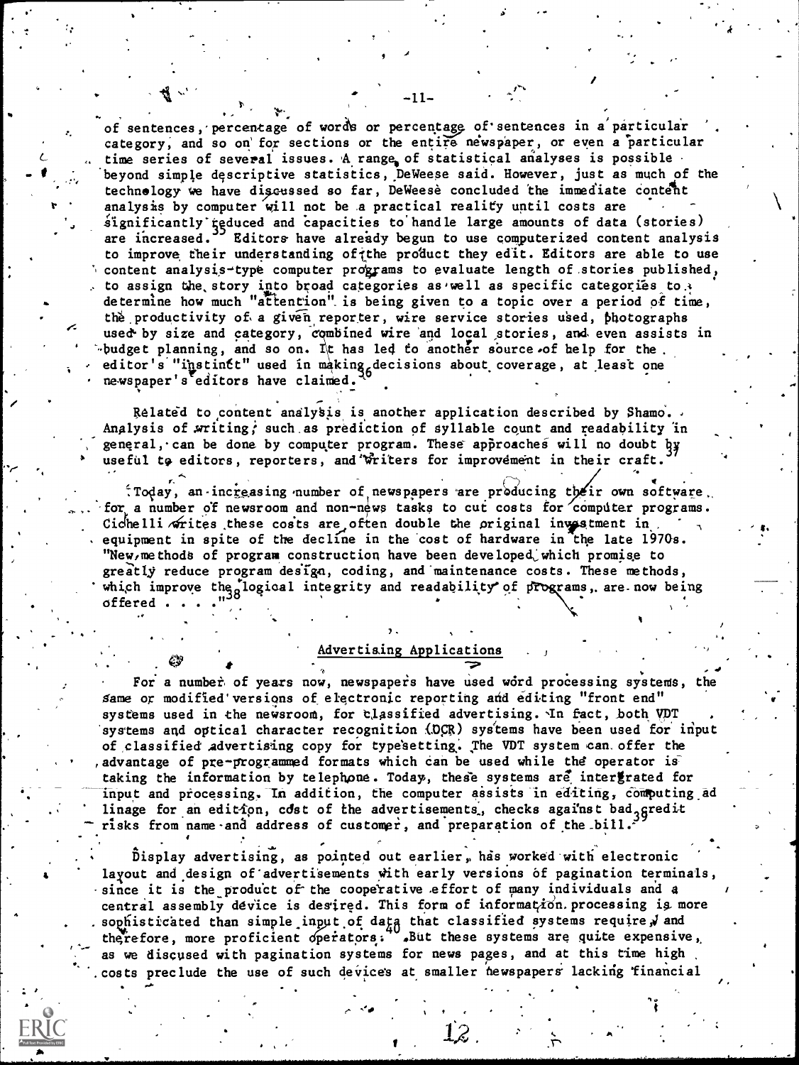of sentences, percentage of words or percentage of sentences in a particular category, and so on for sections or the entire newspaper, or even a particular time series of several issues. A range of statistical analyses is possible beyond simple descriptive statistics, DeWeese said. However, just as much of the technology we have discussed so far, DeWeese concluded the immediate content analysis by computer will not be a practical reality until costs are significantly reduced and capacities to handle large amounts of data (stories) are increased.[35] Editors have already begun to use computerized content analysis to improve their understanding of the product they edit. Editors are able to use content analysis-type computer programs to evaluate length of stories published, to assign the story into broad categories as well as specific categories to determine how much "attention" is being given to a topic over a period of time, the productivity of a given reporter, wire service stories used, photographs used by size and category, combined wire and local stories, and even assists in budget planning, and so on. It has led to another source of help for the editor's "instinct" used in making decisions about coverage, at least one newspaper's editors have claimed.[36]

Related to content analysis is another application described by Shamo. Analysis of writing, such as prediction of syllable count and readability in general, can be done by computer program. These approaches will no doubt by useful to editors, reporters, and writers for improvement in their craft.[37]

Today, an increasing number of newspapers are producing their own software for a number of newsroom and non-news tasks to cut costs for computer programs. Cichelli writes these costs are often double the original investment in equipment in spite of the decline in the cost of hardware in the late 1970s. "New methods of program construction have been developed which promise to greatly reduce program design, coding, and maintenance costs. These methods, which improve the logical integrity and readability of programs, are now being offered . . . ."[38]

## Advertising Applications

For a number of years now, newspapers have used word processing systems, the same or modified versions of electronic reporting and editing "front end" systems used in the newsroom, for classified advertising. In fact, both VDT systems and optical character recognition (OCR) systems have been used for input of classified advertising copy for typesetting. The VDT system can offer the advantage of pre-programmed formats which can be used while the operator is taking the information by telephone. Today, these systems are intergrated for input and processing. In addition, the computer assists in editing, computing ad linage for an edition, cost of the advertisements, checks against bad credit risks from name and address of customer, and preparation of the bill.[39]

Display advertising, as pointed out earlier, has worked with electronic layout and design of advertisements with early versions of pagination terminals, since it is the product of the cooperative effort of many individuals and a central assembly device is desired. This form of information processing is more sophisticated than simple input of data that classified systems require, and therefore, more proficient operators.[40] But these systems are quite expensive, as we discussed with pagination systems for news pages, and at this time high costs preclude the use of such devices at smaller newspapers lacking financial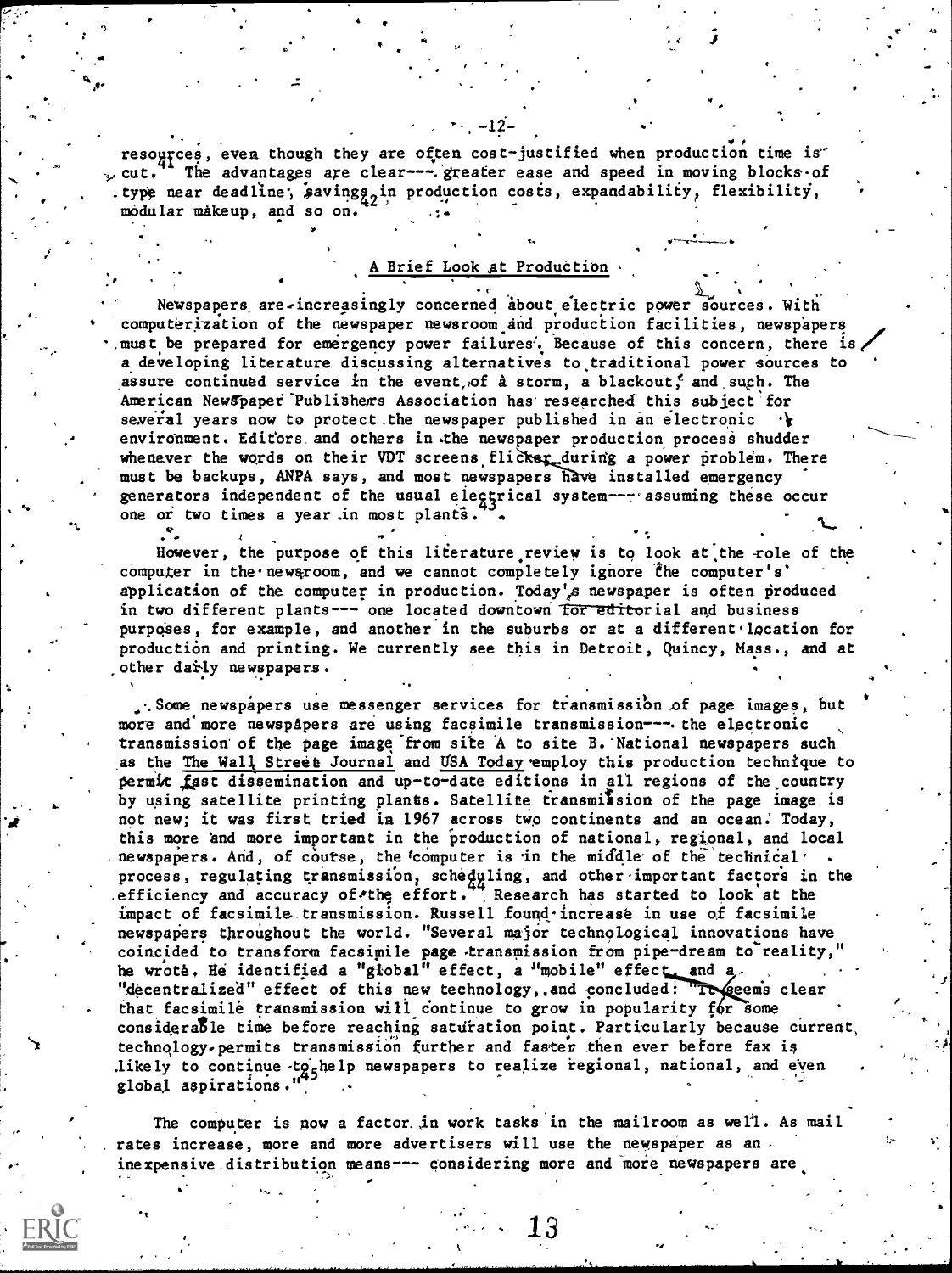resources, even though they are often cost-justified when production time is cut.[41] The advantages are clear--- greater ease and speed in moving blocks of type near deadline, savings in production costs, expandability, flexibility, modular makeup, and so on.[42]

## A Brief Look at Production

Newspapers are increasingly concerned about electric power sources. With computerization of the newspaper newsroom and production facilities, newspapers must be prepared for emergency power failures. Because of this concern, there is a developing literature discussing alternatives to traditional power sources to assure continued service in the event of a storm, a blackout, and such. The American Newspaper Publishers Association has researched this subject for several years now to protect the newspaper published in an electronic environment. Editors and others in the newspaper production process shudder whenever the words on their VDT screens flicker during a power problem. There must be backups, ANPA says, and most newspapers have installed emergency generators independent of the usual electrical system--- assuming these occur one or two times a year in most plants.[43]

However, the purpose of this literature review is to look at the role of the computer in the newsroom, and we cannot completely ignore the computer's application of the computer in production. Today's newspaper is often produced in two different plants--- one located downtown for editorial and business purposes, for example, and another in the suburbs or at a different location for production and printing. We currently see this in Detroit, Quincy, Mass., and at other daily newspapers.

Some newspapers use messenger services for transmission of page images, but more and more newspapers are using facsimile transmission--- the electronic transmission of the page image from site A to site B. National newspapers such as the _The Wall Street Journal_ and _USA Today_ employ this production technique to permit fast dissemination and up-to-date editions in all regions of the country by using satellite printing plants. Satellite transmission of the page image is not new; it was first tried in 1967 across two continents and an ocean. Today, this more and more important in the production of national, regional, and local newspapers. And, of course, the computer is in the middle of the technical process, regulating transmission, scheduling, and other important factors in the efficiency and accuracy of the effort.[44] Research has started to look at the impact of facsimile transmission. Russell found increase in use of facsimile newspapers throughout the world. "Several major technological innovations have coincided to transform facsimile page transmission from pipe-dream to reality," he wrote. He identified a "global" effect, a "mobile" effect, and a "decentralized" effect of this new technology, and concluded: "It seems clear that facsimile transmission will continue to grow in popularity for some considerable time before reaching saturation point. Particularly because current technology permits transmission further and faster then ever before fax is likely to continue to help newspapers to realize regional, national, and even global aspirations."[45]

The computer is now a factor in work tasks in the mailroom as well. As mail rates increase, more and more advertisers will use the newspaper as an inexpensive distribution means--- considering more and more newspapers are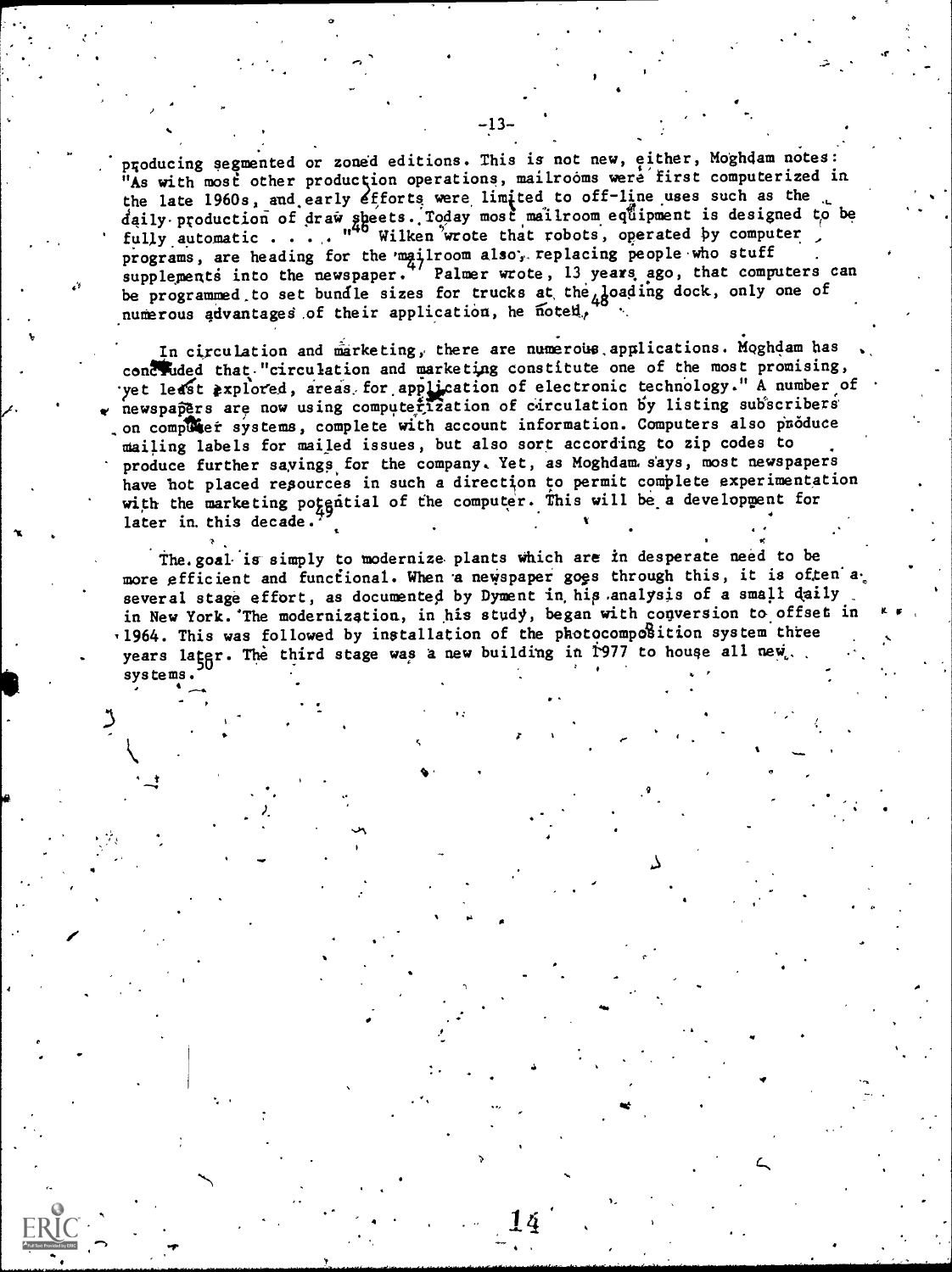producing segmented or zoned editions. This is not new, either, Moghdam notes: "As with most other production operations, mailrooms were first computerized in the late 1960s, and early efforts were limited to off-line uses such as the daily production of draw sheets. Today most mailroom equipment is designed to be fully automatic . . . ."[46] Wilken wrote that robots, operated by computer programs, are heading for the mailroom also, replacing people who stuff supplements into the newspaper.[47] Palmer wrote, 13 years ago, that computers can be programmed to set bundle sizes for trucks at the loading dock, only one of numerous advantages of their application, he noted.[48]

In circulation and marketing, there are numerous applications. Moghdam has concluded that "circulation and marketing constitute one of the most promising, yet least explored, areas for application of electronic technology." A number of newspapers are now using computerization of circulation by listing subscribers on computer systems, complete with account information. Computers also produce mailing labels for mailed issues, but also sort according to zip codes to produce further savings for the company. Yet, as Moghdam says, most newspapers have not placed resources in such a direction to permit complete experimentation with the marketing potential of the computer. This will be a development for later in this decade.[49]

The goal is simply to modernize plants which are in desperate need to be more efficient and functional. When a newspaper goes through this, it is often a several stage effort, as documented by Dyment in his analysis of a small daily in New York. The modernization, in his study, began with conversion to offset in 1964. This was followed by installation of the photocomposition system three years later. The third stage was a new building in 1977 to house all new systems.[50]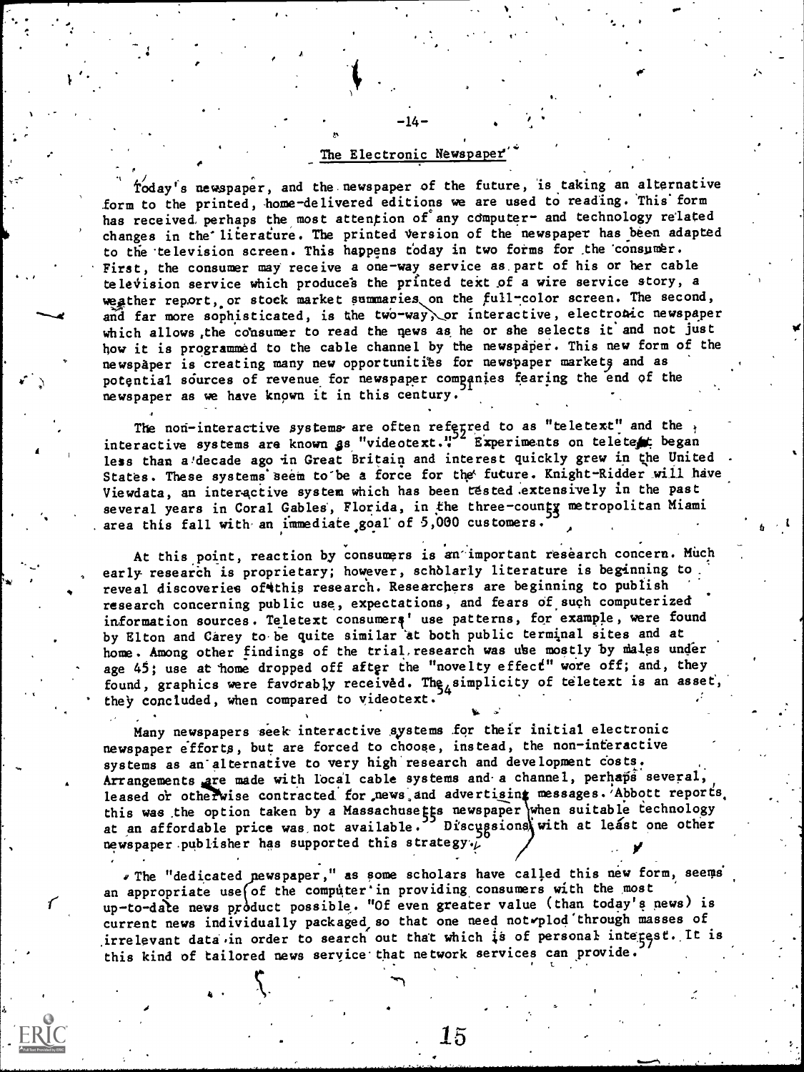## The Electronic Newspaper

Today's newspaper, and the newspaper of the future, is taking an alternative form to the printed, home-delivered editions we are used to reading. This form has received perhaps the most attention of any computer- and technology related changes in the literature. The printed version of the newspaper has been adapted to the television screen. This happens today in two forms for the consumer. First, the consumer may receive a one-way service as part of his or her cable television service which produces the printed text of a wire service story, a weather report, or stock market summaries on the full-color screen. The second, and far more sophisticated, is the two-way, or interactive, electronic newspaper which allows the consumer to read the news as he or she selects it and not just how it is programmed to the cable channel by the newspaper. This new form of the newspaper is creating many new opportunities for newspaper markets and as potential sources of revenue for newspaper companies fearing the end of the newspaper as we have known it in this century.[51]

The non-interactive systems are often referred to as "teletext" and the interactive systems are known as "videotext."[52] Experiments on teletext began less than a decade ago in Great Britain and interest quickly grew in the United States. These systems seem to be a force for the future. Knight-Ridder will have Viewdata, an interactive system which has been tested extensively in the past several years in Coral Gables, Florida, in the three-county metropolitan Miami area this fall with an immediate goal of 5,000 customers.[53]

At this point, reaction by consumers is an important research concern. Much early research is proprietary; however, scholarly literature is beginning to reveal discoveries of this research. Researchers are beginning to publish research concerning public use, expectations, and fears of such computerized information sources. Teletext consumers' use patterns, for example, were found by Elton and Carey to be quite similar at both public terminal sites and at home. Among other findings of the trial research was use mostly by males under age 45; use at home dropped off after the "novelty effect" wore off; and, they found, graphics were favorably received. The simplicity of teletext is an asset, they concluded, when compared to videotext.[54]

Many newspapers seek interactive systems for their initial electronic newspaper efforts, but are forced to choose, instead, the non-interactive systems as an alternative to very high research and development costs. Arrangements are made with local cable systems and a channel, perhaps several, leased or otherwise contracted for news and advertising messages. Abbott reports this was the option taken by a Massachusetts newspaper when suitable technology at an affordable price was not available.[55] Discussions with at least one other newspaper publisher has supported this strategy.[56]

The "dedicated newspaper," as some scholars have called this new form, seems an appropriate use of the computer in providing consumers with the most up-to-date news product possible. "Of even greater value (than today's news) is current news individually packaged so that one need not plod through masses of irrelevant data in order to search out that which is of personal interest. It is this kind of tailored news service that network services can provide.[57]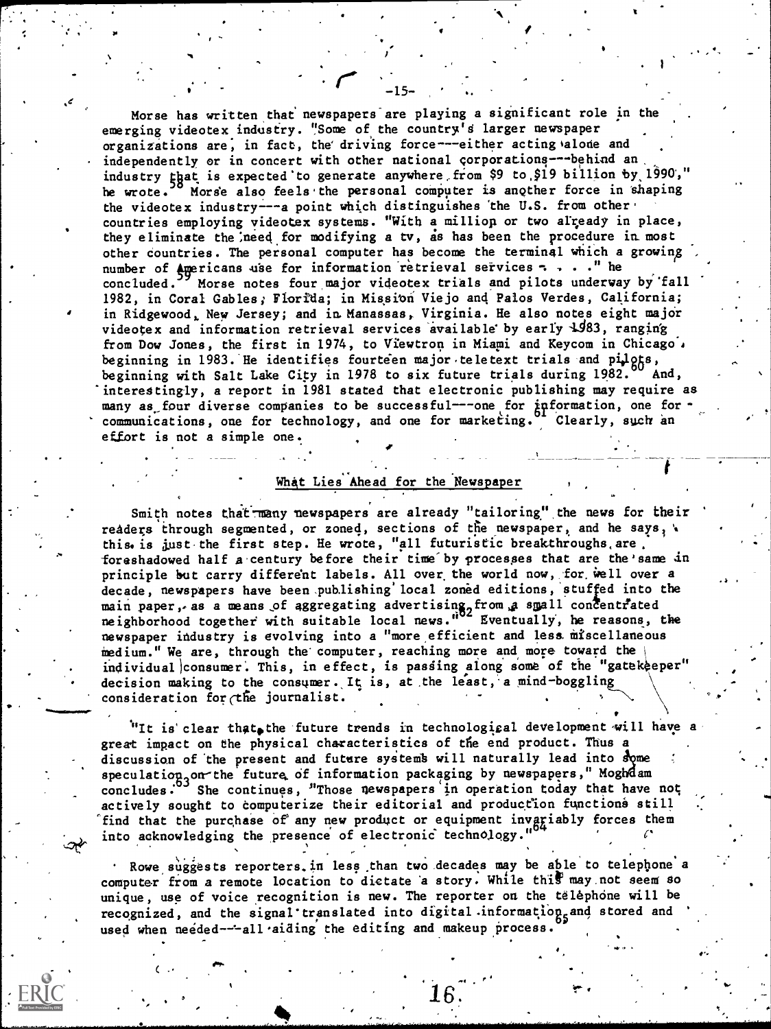Morse has written that newspapers are playing a significant role in the emerging videotex industry. "Some of the country's larger newspaper organizations are, in fact, the driving force---either acting alone and independently or in concert with other national corporations---behind an industry that is expected to generate anywhere from $9 to $19 billion by 1990," he wrote.[58] Morse also feels the personal computer is another force in shaping the videotex industry---a point which distinguishes the U.S. from other countries employing videotex systems. "With a million or two already in place, they eliminate the need for modifying a tv, as has been the procedure in most other countries. The personal computer has become the terminal which a growing number of Americans use for information retrieval services . . . ." he concluded.[59] Morse notes four major videotex trials and pilots underway by fall 1982, in Coral Gables, Florida; in Mission Viejo and Palos Verdes, California; in Ridgewood, New Jersey; and in Manassas, Virginia. He also notes eight major videotex and information retrieval services available by early 1983, ranging from Dow Jones, the first in 1974, to Viewtron in Miami and Keycom in Chicago, beginning in 1983. He identifies fourteen major teletext trials and pilots, beginning with Salt Lake City in 1978 to six future trials during 1982.[60] And, interestingly, a report in 1981 stated that electronic publishing may require as many as four diverse companies to be successful---one for information, one for communications, one for technology, and one for marketing.[61] Clearly, such an effort is not a simple one.

## What Lies Ahead for the Newspaper

Smith notes that many newspapers are already "tailoring" the news for their readers through segmented, or zoned, sections of the newspaper, and he says, this is just the first step. He wrote, "all futuristic breakthroughs are foreshadowed half a century before their time by processes that are the same in principle but carry different labels. All over the world now, for well over a decade, newspapers have been publishing local zoned editions, stuffed into the main paper, as a means of aggregating advertising from a small concentrated neighborhood together with suitable local news."[62] Eventually, he reasons, the newspaper industry is evolving into a "more efficient and less miscellaneous medium." We are, through the computer, reaching more and more toward the individual consumer. This, in effect, is passing along some of the "gatekeeper" decision making to the consumer. It is, at the least, a mind-boggling consideration for the journalist.

"It is clear that the future trends in technological development will have a great impact on the physical characteristics of the end product. Thus a discussion of the present and future systems will naturally lead into some speculation on the future of information packaging by newspapers," Moghdam concludes.[63] She continues, "Those newspapers in operation today that have not actively sought to computerize their editorial and production functions still find that the purchase of any new product or equipment invariably forces them into acknowledging the presence of electronic technology."[64]

Rowe suggests reporters in less than two decades may be able to telephone a computer from a remote location to dictate a story. While this may not seem so unique, use of voice recognition is new. The reporter on the telephone will be recognized, and the signal translated into digital information and stored and used when needed---all aiding the editing and makeup process.[65]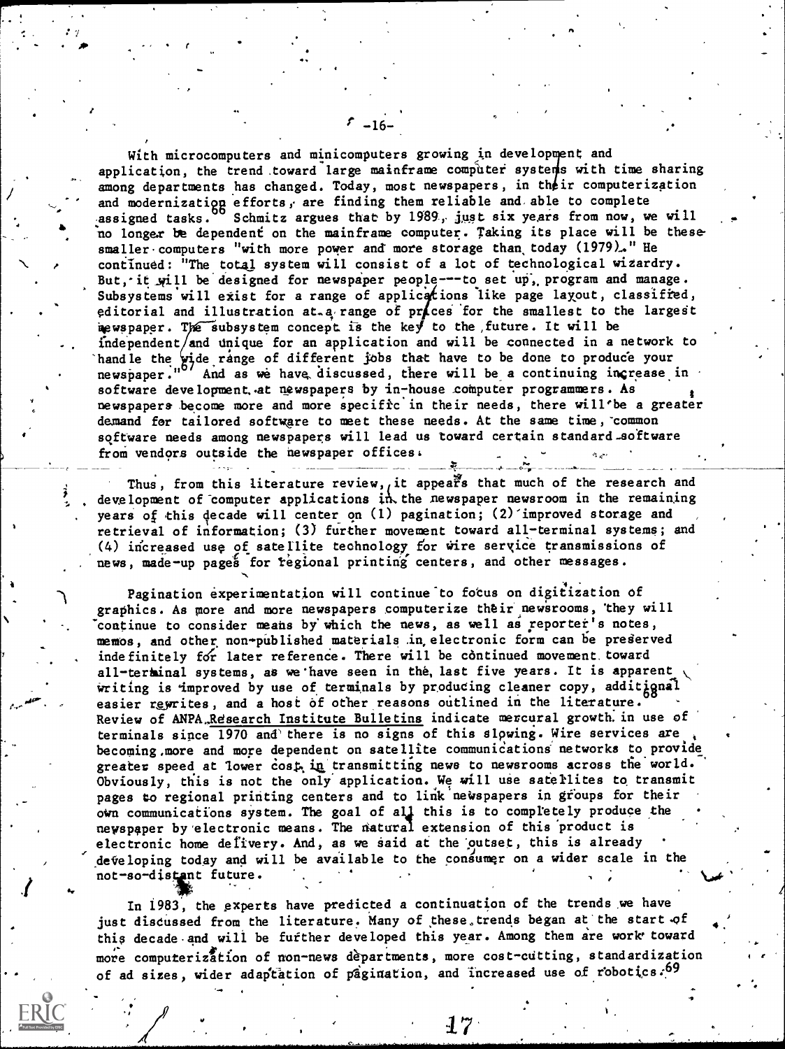With microcomputers and minicomputers growing in development and application, the trend toward large mainframe computer systems with time sharing among departments has changed. Today, most newspapers, in their computerization and modernization efforts, are finding them reliable and able to complete assigned tasks.[66] Schmitz argues that by 1989, just six years from now, we will no longer be dependent on the mainframe computer. Taking its place will be these smaller computers "with more power and more storage than today (1979)." He continued: "The total system will consist of a lot of technological wizardry. But, it will be designed for newspaper people---to set up, program and manage. Subsystems will exist for a range of applications like page layout, classified, editorial and illustration at a range of prices for the smallest to the largest newspaper. The subsystem concept is the key to the future. It will be independent and unique for an application and will be connected in a network to handle the wide range of different jobs that have to be done to produce your newspaper."[67] And as we have discussed, there will be a continuing increase in software development at newspapers by in-house computer programmers. As newspapers become more and more specific in their needs, there will be a greater demand for tailored software to meet these needs. At the same time, common software needs among newspapers will lead us toward certain standard software from vendors outside the newspaper offices.

Thus, from this literature review, it appears that much of the research and development of computer applications in the newspaper newsroom in the remaining years of this decade will center on (1) pagination; (2) improved storage and retrieval of information; (3) further movement toward all-terminal systems; and (4) increased use of satellite technology for wire service transmissions of news, made-up pages for regional printing centers, and other messages.

Pagination experimentation will continue to focus on digitization of graphics. As more and more newspapers computerize their newsrooms, they will continue to consider means by which the news, as well as reporter's notes, memos, and other non-published materials in electronic form can be preserved indefinitely for later reference. There will be continued movement toward all-terminal systems, as we have seen in the last five years. It is apparent writing is improved by use of terminals by producing cleaner copy, additional[68] easier rewrites, and a host of other reasons outlined in the literature. Review of ANPA Research Institute Bulletins indicate mercural growth in use of terminals since 1970 and there is no signs of this slowing. Wire services are becoming more and more dependent on satellite communications networks to provide greater speed at lower cost in transmitting news to newsrooms across the world. Obviously, this is not the only application. We will use satellites to transmit pages to regional printing centers and to link newspapers in groups for their own communications system. The goal of all this is to completely produce the newspaper by electronic means. The natural extension of this product is electronic home delivery. And, as we said at the outset, this is already developing today and will be available to the consumer on a wider scale in the not-so-distant future.

In 1983, the experts have predicted a continuation of the trends we have just discussed from the literature. Many of these trends began at the start of this decade and will be further developed this year. Among them are work toward more computerization of non-news departments, more cost-cutting, standardization of ad sizes, wider adaptation of pagination, and increased use of robotics.[69]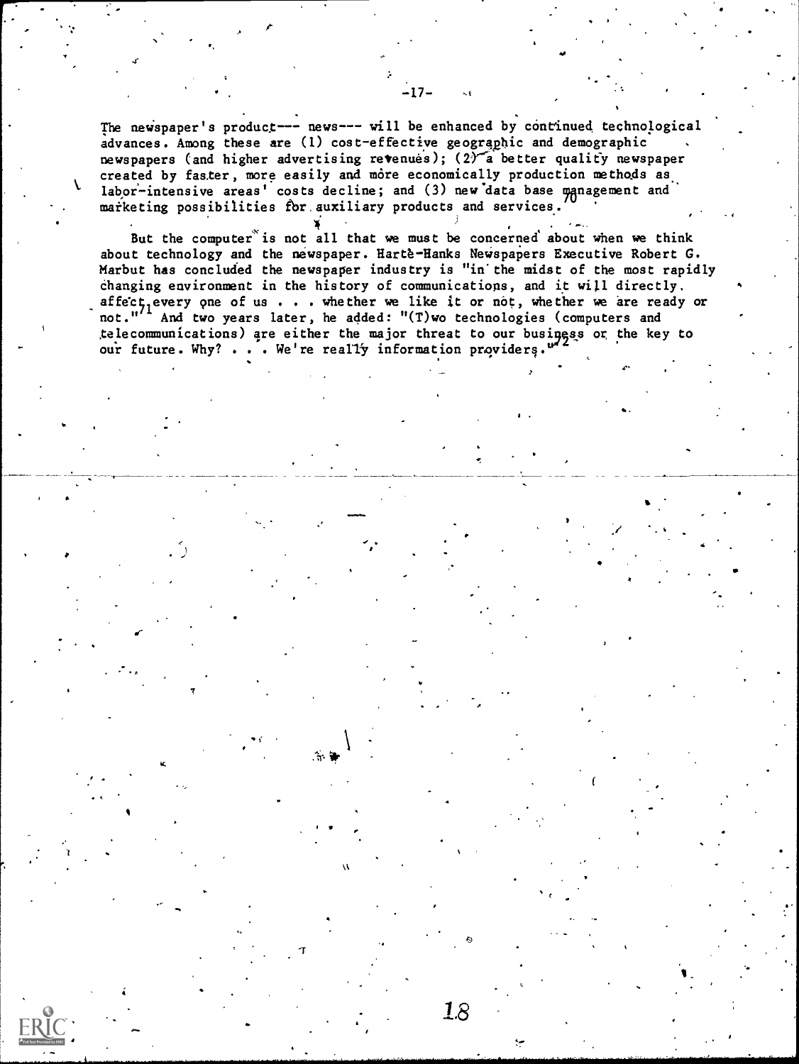The newspaper's product--- news--- will be enhanced by continued technological advances. Among these are (1) cost-effective geographic and demographic newspapers (and higher advertising revenues); (2) a better quality newspaper created by faster, more easily and more economically production methods as labor-intensive areas' costs decline; and (3) new data base management and marketing possibilities for auxiliary products and services.[70]

But the computer is not all that we must be concerned about when we think about technology and the newspaper. Harte-Hanks Newspapers Executive Robert G. Marbut has concluded the newspaper industry is "in the midst of the most rapidly changing environment in the history of communications, and it will directly affect every one of us . . . whether we like it or not, whether we are ready or not."[71] And two years later, he added: "(T)wo technologies (computers and telecommunications) are either the major threat to our business or the key to our future. Why? . . . We're really information providers."[72]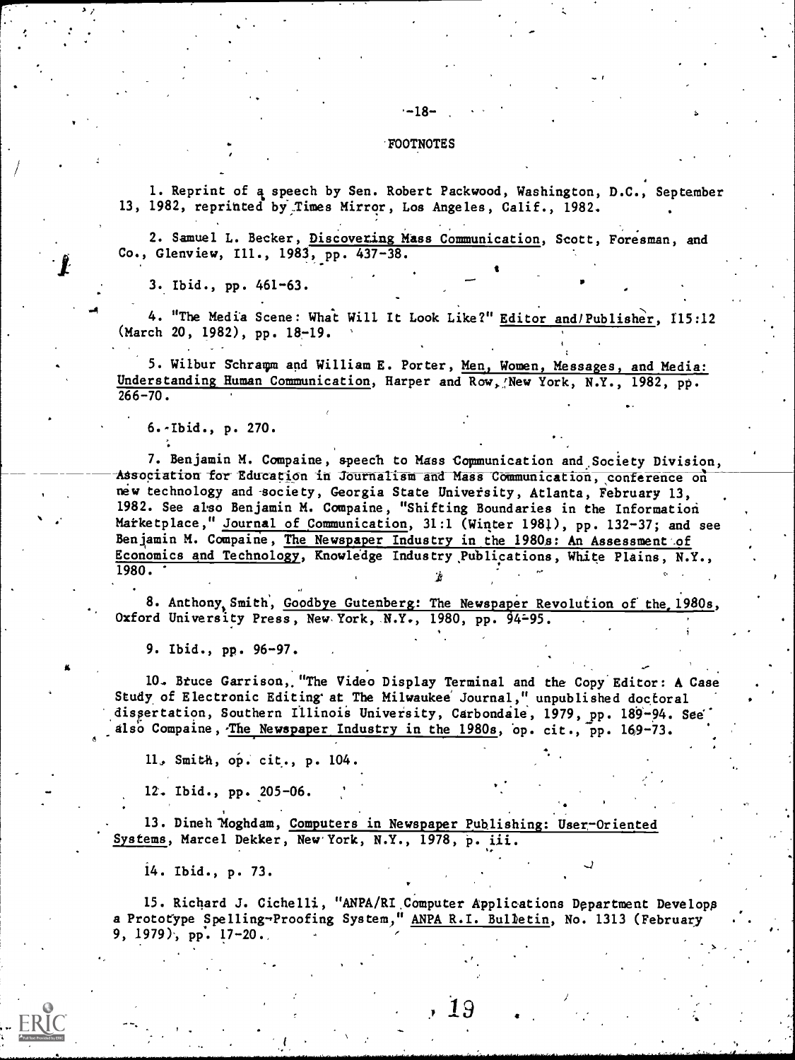# FOOTNOTES

1. Reprint of a speech by Sen. Robert Packwood, Washington, D.C., September 13, 1982, reprinted by Times Mirror, Los Angeles, Calif., 1982.

2. Samuel L. Becker, Discovering Mass Communication, Scott, Foresman, and Co., Glenview, Ill., 1983, pp. 437-38.

3. Ibid., pp. 461-63.

4. "The Media Scene: What Will It Look Like?" Editor and/Publisher, 115:12 (March 20, 1982), pp. 18-19.

5. Wilbur Schramm and William E. Porter, Men, Women, Messages, and Media: Understanding Human Communication, Harper and Row, New York, N.Y., 1982, pp. 266-70.

6. Ibid., p. 270.

7. Benjamin M. Compaine, speech to Mass Communication and Society Division, Association for Education in Journalism and Mass Communication, conference on new technology and society, Georgia State University, Atlanta, February 13, 1982. See also Benjamin M. Compaine, "Shifting Boundaries in the Information Marketplace," Journal of Communication, 31:1 (Winter 1981), pp. 132-37; and see Benjamin M. Compaine, The Newspaper Industry in the 1980s: An Assessment of Economics and Technology, Knowledge Industry Publications, White Plains, N.Y., 1980.

8. Anthony Smith, Goodbye Gutenberg: The Newspaper Revolution of the 1980s, Oxford University Press, New York, N.Y., 1980, pp. 94-95.

9. Ibid., pp. 96-97.

10. Bruce Garrison, "The Video Display Terminal and the Copy Editor: A Case Study of Electronic Editing at The Milwaukee Journal," unpublished doctoral dissertation, Southern Illinois University, Carbondale, 1979, pp. 189-94. See also Compaine, The Newspaper Industry in the 1980s, op. cit., pp. 169-73.

11. Smith, op. cit., p. 104.

12. Ibid., pp. 205-06.

13. Dineh Moghdam, Computers in Newspaper Publishing: User-Oriented Systems, Marcel Dekker, New York, N.Y., 1978, p. iii.

14. Ibid., p. 73.

15. Richard J. Cichelli, "ANPA/RI Computer Applications Department Develops a Prototype Spelling-Proofing System," ANPA R.I. Bulletin, No. 1313 (February 9, 1979), pp. 17-20.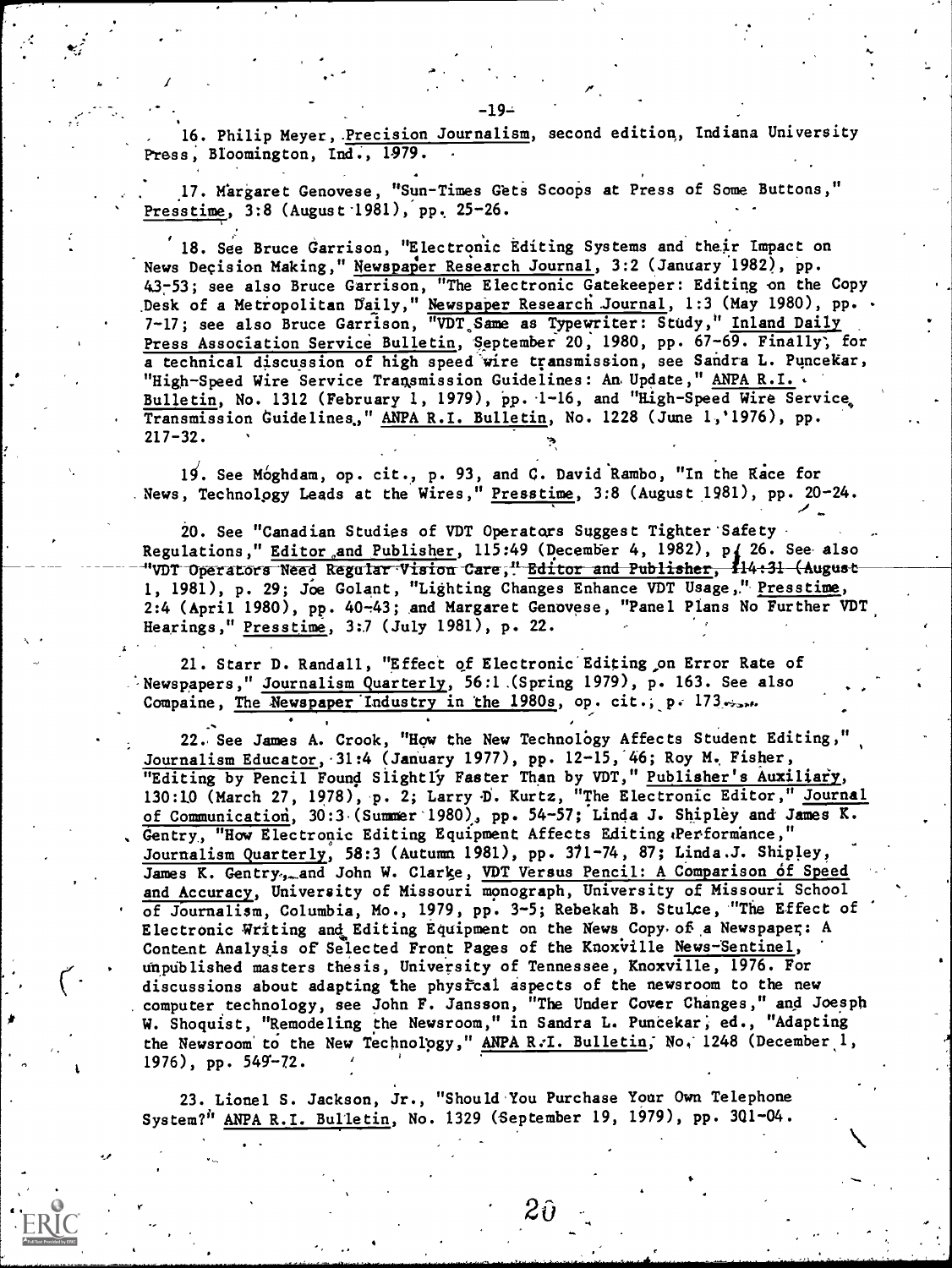16. Philip Meyer, Precision Journalism, second edition, Indiana University Press, Bloomington, Ind., 1979.

17. Margaret Genovese, "Sun-Times Gets Scoops at Press of Some Buttons," Presstime, 3:8 (August 1981), pp. 25-26.

18. See Bruce Garrison, "Electronic Editing Systems and their Impact on News Decision Making," Newspaper Research Journal, 3:2 (January 1982), pp. 43-53; see also Bruce Garrison, "The Electronic Gatekeeper: Editing on the Copy Desk of a Metropolitan Daily," Newspaper Research Journal, 1:3 (May 1980), pp. 7-17; see also Bruce Garrison, "VDT Same as Typewriter: Study," Inland Daily Press Association Service Bulletin, September 20, 1980, pp. 67-69. Finally, for a technical discussion of high speed wire transmission, see Sandra L. Puncekar, "High-Speed Wire Service Transmission Guidelines: An Update," ANPA R.I. Bulletin, No. 1312 (February 1, 1979), pp. 1-16, and "High-Speed Wire Service Transmission Guidelines," ANPA R.I. Bulletin, No. 1228 (June 1, 1976), pp. 217-32.

19. See Moghdam, op. cit., p. 93, and C. David Rambo, "In the Race for News, Technology Leads at the Wires," Presstime, 3:8 (August 1981), pp. 20-24.

20. See "Canadian Studies of VDT Operators Suggest Tighter Safety Regulations," Editor and Publisher, 115:49 (December 4, 1982), p. 26. See also "VDT Operators Need Regular Vision Care," Editor and Publisher, 114:31 (August 1, 1981), p. 29; Joe Golant, "Lighting Changes Enhance VDT Usage," Presstime, 2:4 (April 1980), pp. 40-43; and Margaret Genovese, "Panel Plans No Further VDT Hearings," Presstime, 3:7 (July 1981), p. 22.

21. Starr D. Randall, "Effect of Electronic Editing on Error Rate of Newspapers," Journalism Quarterly, 56:1 (Spring 1979), p. 163. See also Compaine, The Newspaper Industry in the 1980s, op. cit., p. 173.

22. See James A. Crook, "How the New Technology Affects Student Editing," Journalism Educator, 31:4 (January 1977), pp. 12-15, 46; Roy M. Fisher, "Editing by Pencil Found Slightly Faster Than by VDT," Publisher's Auxiliary, 130:10 (March 27, 1978), p. 2; Larry D. Kurtz, "The Electronic Editor," Journal of Communication, 30:3 (Summer 1980), pp. 54-57; Linda J. Shipley and James K. Gentry, "How Electronic Editing Equipment Affects Editing Performance," Journalism Quarterly, 58:3 (Autumn 1981), pp. 371-74, 87; Linda J. Shipley, James K. Gentry, and John W. Clarke, VDT Versus Pencil: A Comparison of Speed and Accuracy, University of Missouri monograph, University of Missouri School of Journalism, Columbia, Mo., 1979, pp. 3-5; Rebekah B. Stulce, "The Effect of Electronic Writing and Editing Equipment on the News Copy of a Newspaper: A Content Analysis of Selected Front Pages of the Knoxville News-Sentinel, unpublished masters thesis, University of Tennessee, Knoxville, 1976. For discussions about adapting the physical aspects of the newsroom to the new computer technology, see John F. Jansson, "The Under Cover Changes," and Joesph W. Shoquist, "Remodeling the Newsroom," in Sandra L. Puncekar, ed., "Adapting the Newsroom to the New Technology," ANPA R.I. Bulletin, No. 1248 (December 1, 1976), pp. 549-72.

23. Lionel S. Jackson, Jr., "Should You Purchase Your Own Telephone System?" ANPA R.I. Bulletin, No. 1329 (September 19, 1979), pp. 301-04.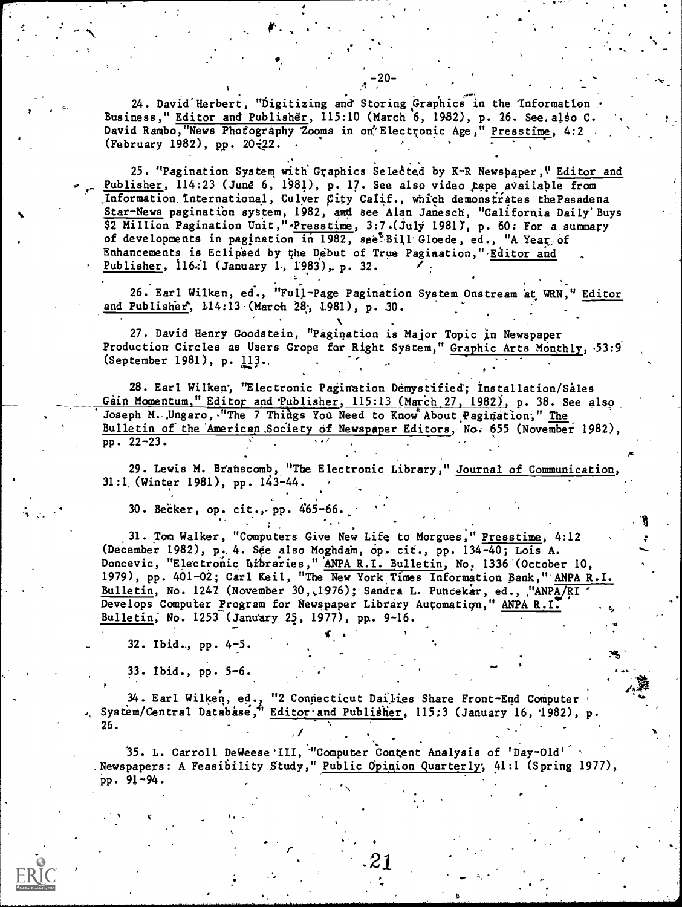24. David Herbert, "Digitizing and Storing Graphics in the Information Business," Editor and Publisher, 115:10 (March 6, 1982), p. 26. See also C. David Rambo, "News Photography Zooms in on Electronic Age," Presstime, 4:2 (February 1982), pp. 20-22.

25. "Pagination System with Graphics Selected by K-R Newspaper," Editor and Publisher, 114:23 (June 6, 1981), p. 17. See also video tape available from Information International, Culver City Calif., which demonstrates the Pasadena Star-News pagination system, 1982, and see Alan Janesch, "California Daily Buys $2 Million Pagination Unit," Presstime, 3:7 (July 1981), p. 60. For a summary of developments in pagination in 1982, see Bill Gloede, ed., "A Year of Enhancements is Eclipsed by the Debut of True Pagination," Editor and Publisher, 116:1 (January 1, 1983), p. 32.

26. Earl Wilken, ed., "Full-Page Pagination System Onstream at WRN," Editor and Publisher, 114:13 (March 28, 1981), p. 30.

27. David Henry Goodstein, "Pagination is Major Topic in Newspaper Production Circles as Users Grope for Right System," Graphic Arts Monthly, 53:9 (September 1981), p. 113.

28. Earl Wilken, "Electronic Pagination Demystified; Installation/Sales Gain Momentum," Editor and Publisher, 115:13 (March 27, 1982), p. 38. See also Joseph M. Ungaro, "The 7 Things You Need to Know About Pagination," The Bulletin of the American Society of Newspaper Editors, No. 655 (November 1982), pp. 22-23.

29. Lewis M. Branscomb, "The Electronic Library," Journal of Communication, 31:1 (Winter 1981), pp. 143-44.

30. Becker, op. cit., pp. 465-66.

31. Tom Walker, "Computers Give New Life to Morgues," Presstime, 4:12 (December 1982), p. 4. See also Moghdam, op. cit., pp. 134-40; Lois A. Doncevic, "Electronic Libraries," ANPA R.I. Bulletin, No. 1336 (October 10, 1979), pp. 401-02; Carl Keil, "The New York Times Information Bank," ANPA R.I. Bulletin, No. 1247 (November 30, 1976); Sandra L. Puncekar, ed., "ANPA/RI Develops Computer Program for Newspaper Library Automation," ANPA R.I. Bulletin, No. 1253 (January 25, 1977), pp. 9-16.

32. Ibid., pp. 4-5.

33. Ibid., pp. 5-6.

34. Earl Wilken, ed., "2 Connecticut Dailies Share Front-End Computer System/Central Database," Editor and Publisher, 115:3 (January 16, 1982), p. 26.

35. L. Carroll DeWeese III, "Computer Content Analysis of 'Day-Old' Newspapers: A Feasibility Study," Public Opinion Quarterly, 41:1 (Spring 1977), pp. 91-94.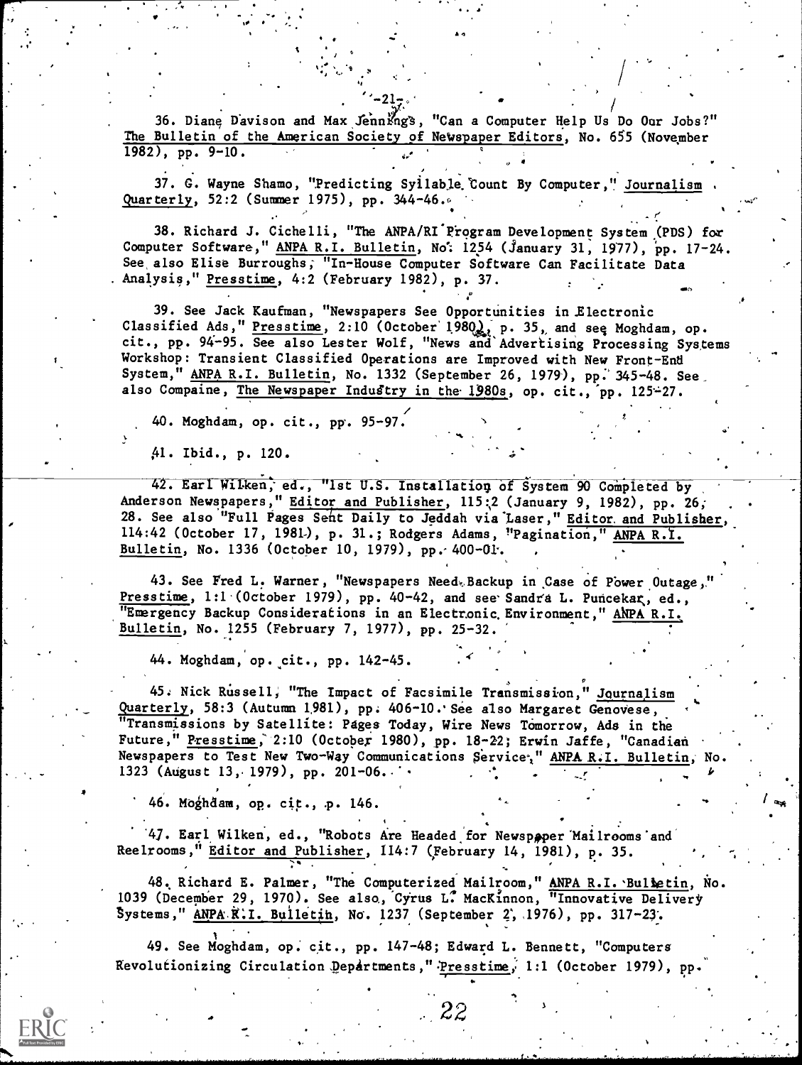36. Diane Davison and Max Jennings, "Can a Computer Help Us Do Our Jobs?" The Bulletin of the American Society of Newspaper Editors, No. 655 (November 1982), pp. 9-10.

37. G. Wayne Shamo, "Predicting Syllable Count By Computer," Journalism Quarterly, 52:2 (Summer 1975), pp. 344-46.

38. Richard J. Cichelli, "The ANPA/RI Program Development System (PDS) for Computer Software," ANPA R.I. Bulletin, No. 1254 (January 31, 1977), pp. 17-24. See also Elise Burroughs, "In-House Computer Software Can Facilitate Data Analysis," Presstime, 4:2 (February 1982), p. 37.

39. See Jack Kaufman, "Newspapers See Opportunities in Electronic Classified Ads," Presstime, 2:10 (October 1980), p. 35, and see Moghdam, op. cit., pp. 94-95. See also Lester Wolf, "News and Advertising Processing Systems Workshop: Transient Classified Operations are Improved with New Front-End System," ANPA R.I. Bulletin, No. 1332 (September 26, 1979), pp. 345-48. See also Compaine, The Newspaper Industry in the 1980s, op. cit., pp. 125-27.

40. Moghdam, op. cit., pp. 95-97.

41. Ibid., p. 120.

42. Earl Wilken, ed., "1st U.S. Installation of System 90 Completed by Anderson Newspapers," Editor and Publisher, 115:2 (January 9, 1982), pp. 26, 28. See also "Full Pages Sent Daily to Jeddah via Laser," Editor and Publisher, 114:42 (October 17, 1981), p. 31.; Rodgers Adams, "Pagination," ANPA R.I. Bulletin, No. 1336 (October 10, 1979), pp. 400-01.

43. See Fred L. Warner, "Newspapers Need Backup in Case of Power Outage," Presstime, 1:1 (October 1979), pp. 40-42, and see Sandra L. Puncekar, ed., "Emergency Backup Considerations in an Electronic Environment," ANPA R.I. Bulletin, No. 1255 (February 7, 1977), pp. 25-32.

44. Moghdam, op. cit., pp. 142-45.

45. Nick Russell, "The Impact of Facsimile Transmission," Journalism Quarterly, 58:3 (Autumn 1981), pp. 406-10. See also Margaret Genovese, "Transmissions by Satellite: Pages Today, Wire News Tomorrow, Ads in the Future," Presstime, 2:10 (October 1980), pp. 18-22; Erwin Jaffe, "Canadian Newspapers to Test New Two-Way Communications Service," ANPA R.I. Bulletin, No. 1323 (August 13, 1979), pp. 201-06.

46. Moghdam, op. cit., p. 146.

47. Earl Wilken, ed., "Robots Are Headed for Newspaper Mailrooms and Reelrooms," Editor and Publisher, 114:7 (February 14, 1981), p. 35.

48. Richard E. Palmer, "The Computerized Mailroom," ANPA R.I. Bulletin, No. 1039 (December 29, 1970). See also, Cyrus L. MacKinnon, "Innovative Delivery Systems," ANPA R.I. Bulletin, No. 1237 (September 2, 1976), pp. 317-23.

49. See Moghdam, op. cit., pp. 147-48; Edward L. Bennett, "Computers Revolutionizing Circulation Departments," Presstime, 1:1 (October 1979), pp.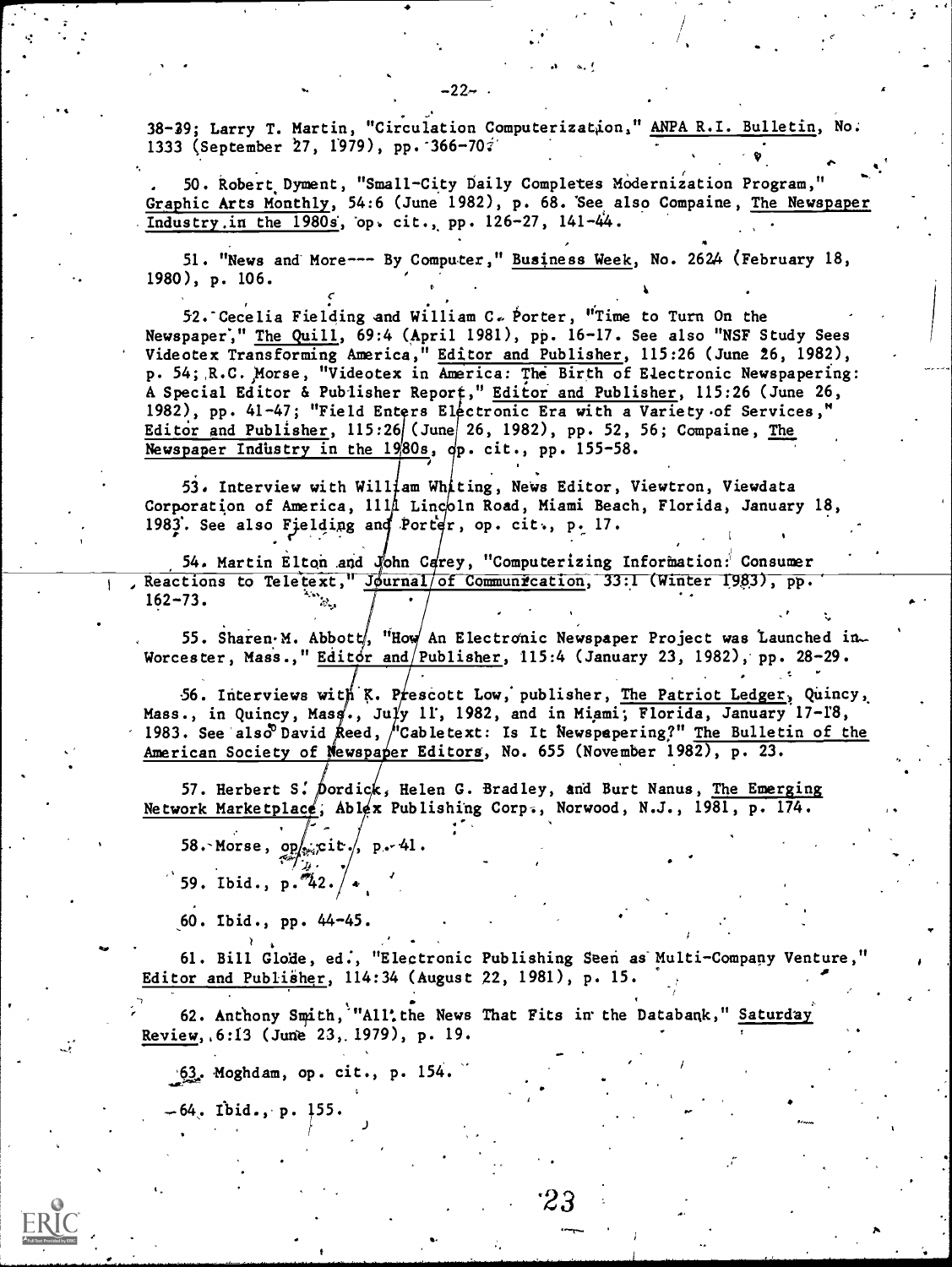38-39; Larry T. Martin, "Circulation Computerization," ANPA R.I. Bulletin, No. 1333 (September 27, 1979), pp. 366-70.

50. Robert Dyment, "Small-City Daily Completes Modernization Program," Graphic Arts Monthly, 54:6 (June 1982), p. 68. See also Compaine, The Newspaper Industry in the 1980s, op. cit., pp. 126-27, 141-44.

51. "News and More--- By Computer," Business Week, No. 2624 (February 18, 1980), p. 106.

52. Cecelia Fielding and William C. Porter, "Time to Turn On the Newspaper," The Quill, 69:4 (April 1981), pp. 16-17. See also "NSF Study Sees Videotex Transforming America," Editor and Publisher, 115:26 (June 26, 1982), p. 54; R.C. Morse, "Videotex in America: The Birth of Electronic Newspapering: A Special Editor & Publisher Report," Editor and Publisher, 115:26 (June 26, 1982), pp. 41-47; "Field Enters Electronic Era with a Variety of Services," Editor and Publisher, 115:26 (June 26, 1982), pp. 52, 56; Compaine, The Newspaper Industry in the 1980s, op. cit., pp. 155-58.

53. Interview with William Whiting, News Editor, Viewtron, Viewdata Corporation of America, 1111 Lincoln Road, Miami Beach, Florida, January 18, 1983. See also Fielding and Porter, op. cit., p. 17.

54. Martin Elton and John Carey, "Computerizing Information: Consumer Reactions to Teletext," Journal of Communication, 33:1 (Winter 1983), pp. 162-73.

55. Sharen M. Abbott, "How An Electronic Newspaper Project was Launched in Worcester, Mass.," Editor and Publisher, 115:4 (January 23, 1982), pp. 28-29.

56. Interviews with K. Prescott Low, publisher, The Patriot Ledger, Quincy, Mass., in Quincy, Mass., July 11, 1982, and in Miami, Florida, January 17-18, 1983. See also David Reed, "Cabletext: Is It Newspapering?" The Bulletin of the American Society of Newspaper Editors, No. 655 (November 1982), p. 23.

57. Herbert S. Dordick, Helen G. Bradley, and Burt Nanus, The Emerging Network Marketplace, Ablex Publishing Corp., Norwood, N.J., 1981, p. 174.

58. Morse, op. cit., p. 41.

59. Ibid., p. 42.

60. Ibid., pp. 44-45.

61. Bill Glode, ed., "Electronic Publishing Seen as Multi-Company Venture," Editor and Publisher, 114:34 (August 22, 1981), p. 15.

62. Anthony Smith, "All the News That Fits in the Databank," Saturday Review, 6:13 (June 23, 1979), p. 19.

63. Moghdam, op. cit., p. 154.

64. Ibid., p. 155.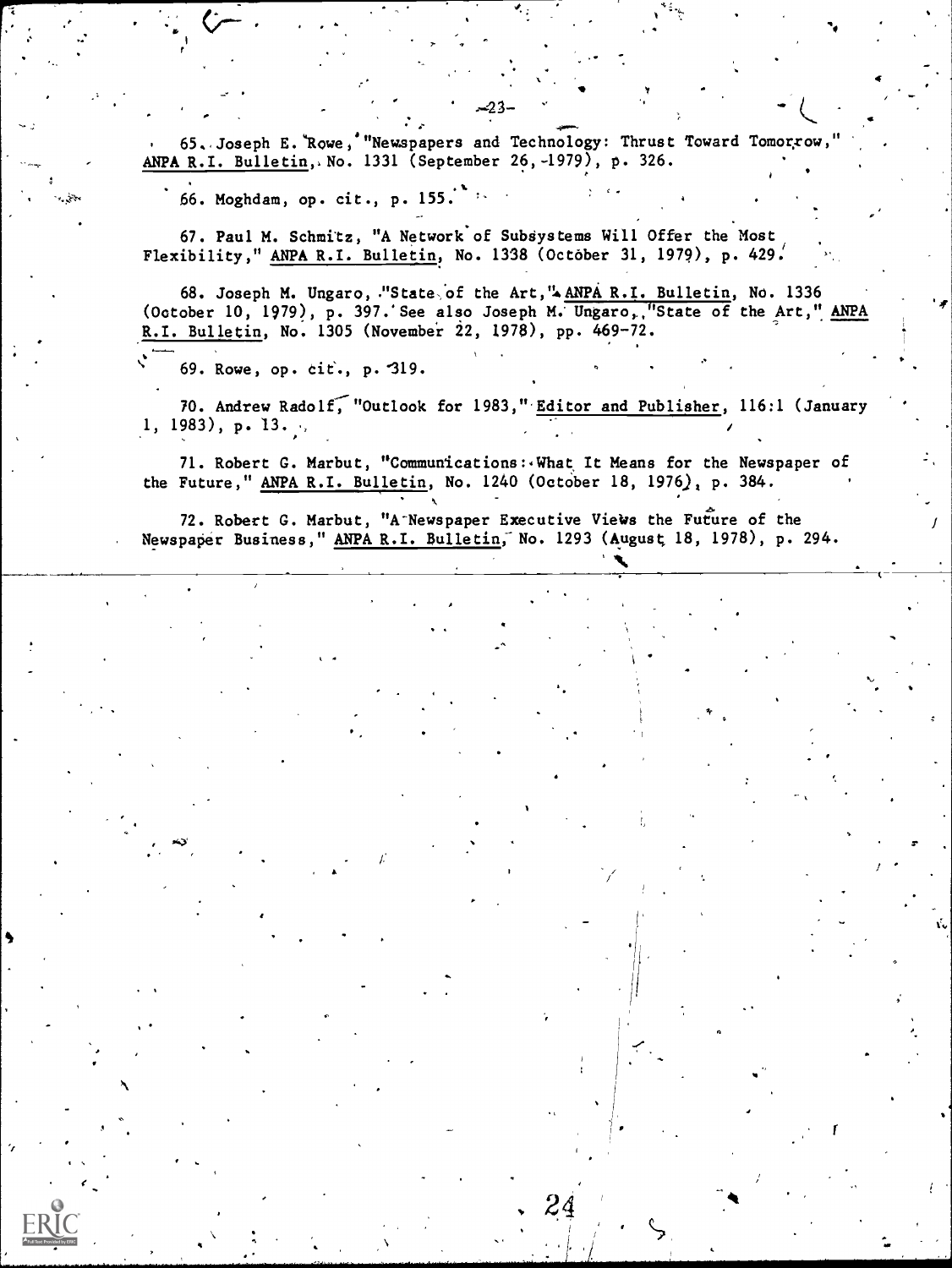65. Joseph E. Rowe, "Newspapers and Technology: Thrust Toward Tomorrow," ANPA R.I. Bulletin, No. 1331 (September 26, 1979), p. 326.

66. Moghdam, op. cit., p. 155.

67. Paul M. Schmitz, "A Network of Subsystems Will Offer the Most Flexibility," ANPA R.I. Bulletin, No. 1338 (October 31, 1979), p. 429.

68. Joseph M. Ungaro, "State of the Art," ANPA R.I. Bulletin, No. 1336 (October 10, 1979), p. 397. See also Joseph M. Ungaro, "State of the Art," ANPA R.I. Bulletin, No. 1305 (November 22, 1978), pp. 469-72.

69. Rowe, op. cit., p. 319.

70. Andrew Radolf, "Outlook for 1983," Editor and Publisher, 116:1 (January 1, 1983), p. 13.

71. Robert G. Marbut, "Communications: What It Means for the Newspaper of the Future," ANPA R.I. Bulletin, No. 1240 (October 18, 1976), p. 384.

72. Robert G. Marbut, "A Newspaper Executive Views the Future of the Newspaper Business," ANPA R.I. Bulletin, No. 1293 (August 18, 1978), p. 294.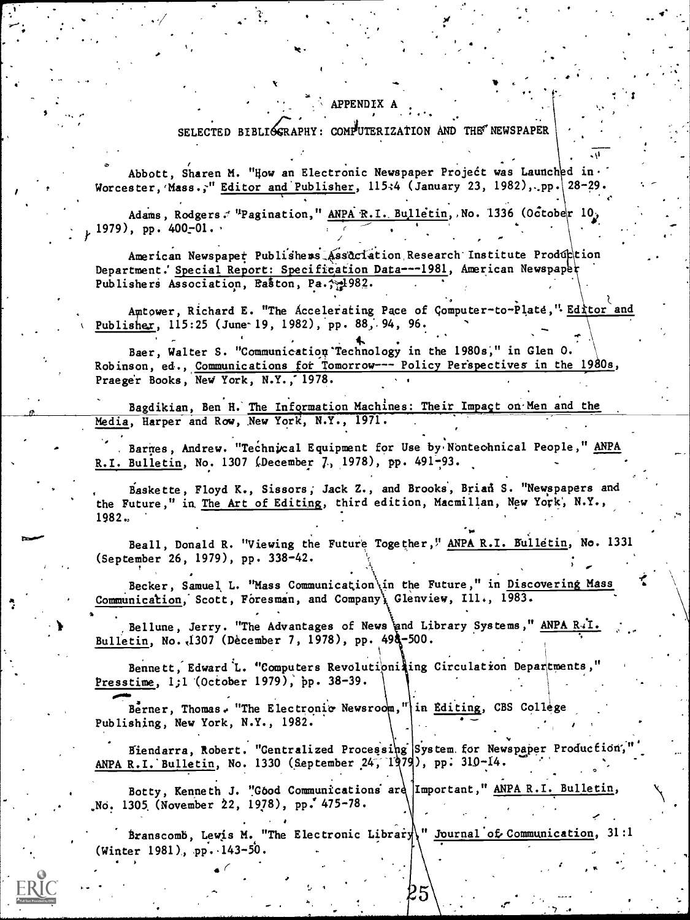# APPENDIX A

## SELECTED BIBLIOGRAPHY: COMPUTERIZATION AND THE NEWSPAPER

Abbott, Sharen M. "How an Electronic Newspaper Project was Launched in Worcester, Mass.," Editor and Publisher, 115:4 (January 23, 1982), pp. 28-29.

Adams, Rodgers. "Pagination," ANPA R.I. Bulletin, No. 1336 (October 10, 1979), pp. 400-01.

American Newspaper Publishers Association Research Institute Production Department. Special Report: Specification Data---1981, American Newspaper Publishers Association, Easton, Pa., 1982.

Amtower, Richard E. "The Accelerating Pace of Computer-to-Plate," Editor and Publisher, 115:25 (June 19, 1982), pp. 88, 94, 96.

Baer, Walter S. "Communication Technology in the 1980s," in Glen O. Robinson, ed., Communications for Tomorrow--- Policy Perspectives in the 1980s, Praeger Books, New York, N.Y., 1978.

Bagdikian, Ben H. The Information Machines: Their Impact on Men and the Media, Harper and Row, New York, N.Y., 1971.

Barnes, Andrew. "Technical Equipment for Use by Nontechnical People," ANPA R.I. Bulletin, No. 1307 (December 7, 1978), pp. 491-93.

Baskette, Floyd K., Sissors, Jack Z., and Brooks, Brian S. "Newspapers and the Future," in The Art of Editing, third edition, Macmillan, New York, N.Y., 1982.

Beall, Donald R. "Viewing the Future Together," ANPA R.I. Bulletin, No. 1331 (September 26, 1979), pp. 338-42.

Becker, Samuel L. "Mass Communication in the Future," in Discovering Mass Communication, Scott, Foresman, and Company, Glenview, Ill., 1983.

Bellune, Jerry. "The Advantages of News and Library Systems," ANPA R.I. Bulletin, No. 1307 (December 7, 1978), pp. 498-500.

Bennett, Edward L. "Computers Revolutionizing Circulation Departments," Presstime, 1:1 (October 1979), pp. 38-39.

Berner, Thomas. "The Electronic Newsroom," in Editing, CBS College Publishing, New York, N.Y., 1982.

Biendarra, Robert. "Centralized Processing System for Newspaper Production," ANPA R.I. Bulletin, No. 1330 (September 24, 1979), pp. 310-14.

Botty, Kenneth J. "Good Communications are Important," ANPA R.I. Bulletin, No. 1305 (November 22, 1978), pp. 475-78.

Branscomb, Lewis M. "The Electronic Library," Journal of Communication, 31:1 (Winter 1981), pp. 143-50.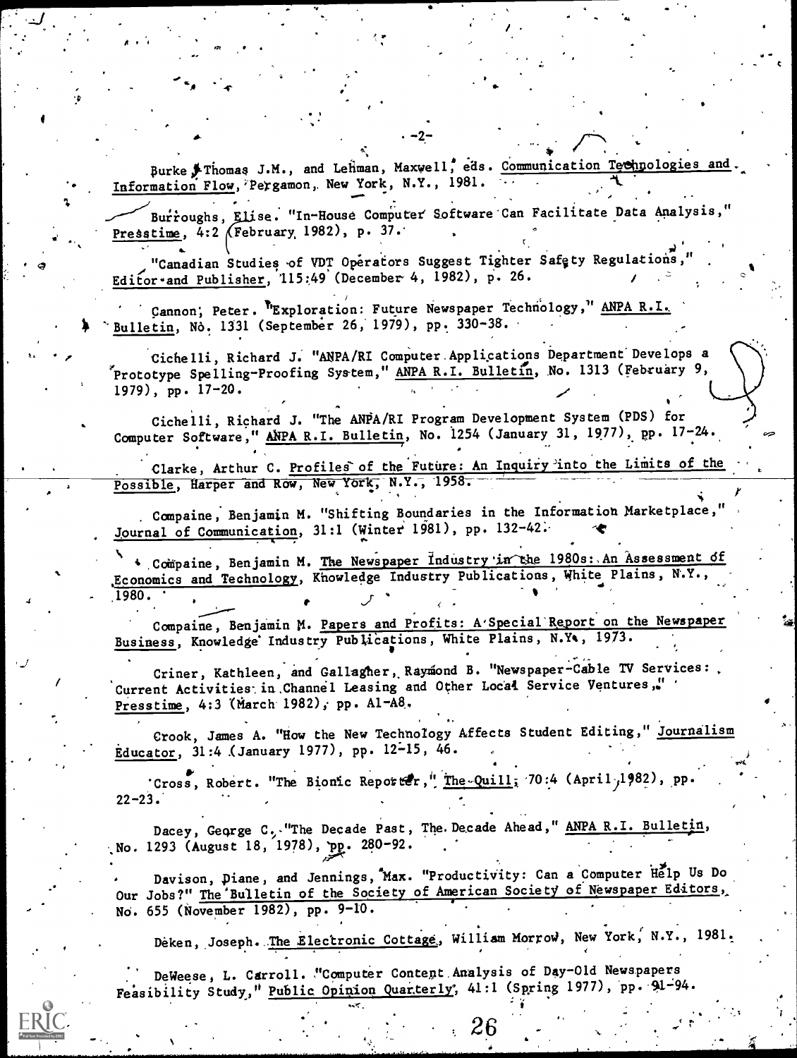Burke, Thomas J.M., and Lehman, Maxwell, eds. Communication Technologies and Information Flow, Pergamon, New York, N.Y., 1981.

Burroughs, Elise. "In-House Computer Software Can Facilitate Data Analysis," Presstime, 4:2 (February 1982), p. 37.

"Canadian Studies of VDT Operators Suggest Tighter Safety Regulations," Editor and Publisher, 115:49 (December 4, 1982), p. 26.

Cannon, Peter. "Exploration: Future Newspaper Technology," ANPA R.I. Bulletin, No. 1331 (September 26, 1979), pp. 330-38.

Cichelli, Richard J. "ANPA/RI Computer Applications Department Develops a Prototype Spelling-Proofing System," ANPA R.I. Bulletin, No. 1313 (February 9, 1979), pp. 17-20.

Cichelli, Richard J. "The ANPA/RI Program Development System (PDS) for Computer Software," ANPA R.I. Bulletin, No. 1254 (January 31, 1977), pp. 17-24.

Clarke, Arthur C. Profiles of the Future: An Inquiry into the Limits of the Possible, Harper and Row, New York, N.Y., 1958.

Compaine, Benjamin M. "Shifting Boundaries in the Information Marketplace," Journal of Communication, 31:1 (Winter 1981), pp. 132-42.

Compaine, Benjamin M. The Newspaper Industry in the 1980s: An Assessment of Economics and Technology, Knowledge Industry Publications, White Plains, N.Y., 1980.

Compaine, Benjamin M. Papers and Profits: A Special Report on the Newspaper Business, Knowledge Industry Publications, White Plains, N.Y., 1973.

Criner, Kathleen, and Gallagher, Raymond B. "Newspaper-Cable TV Services: Current Activities in Channel Leasing and Other Local Service Ventures," Presstime, 4:3 (March 1982), pp. A1-A8.

Crook, James A. "How the New Technology Affects Student Editing," Journalism Educator, 31:4 (January 1977), pp. 12-15, 46.

Cross, Robert. "The Bionic Reporter," The Quill, 70:4 (April 1982), pp. 22-23.

Dacey, George C. "The Decade Past, The Decade Ahead," ANPA R.I. Bulletin, No. 1293 (August 18, 1978), pp. 280-92.

Davison, Diane, and Jennings, Max. "Productivity: Can a Computer Help Us Do Our Jobs?" The Bulletin of the Society of American Society of Newspaper Editors, No. 655 (November 1982), pp. 9-10.

Deken, Joseph. The Electronic Cottage, William Morrow, New York, N.Y., 1981.

DeWeese, L. Carroll. "Computer Content Analysis of Day-Old Newspapers Feasibility Study," Public Opinion Quarterly, 41:1 (Spring 1977), pp. 91-94.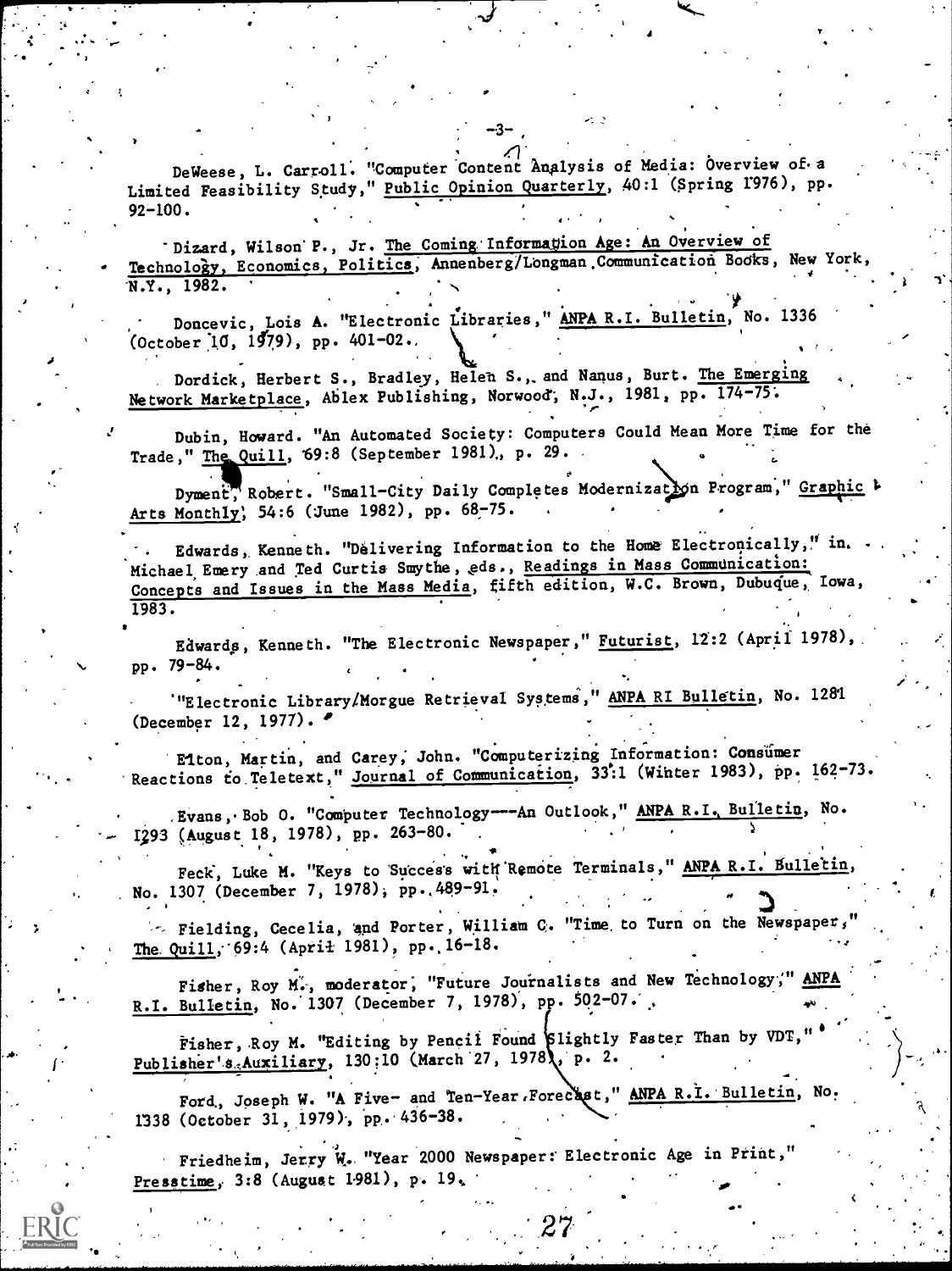DeWeese, L. Carroll. "Computer Content Analysis of Media: Overview of a Limited Feasibility Study," Public Opinion Quarterly, 40:1 (Spring 1976), pp. 92-100.

Dizard, Wilson P., Jr. The Coming Information Age: An Overview of Technology, Economics, Politics, Annenberg/Longman Communication Books, New York, N.Y., 1982.

Doncevic, Lois A. "Electronic Libraries," ANPA R.I. Bulletin, No. 1336 (October 10, 1979), pp. 401-02.

Dordick, Herbert S., Bradley, Helen S., and Nanus, Burt. The Emerging Network Marketplace, Ablex Publishing, Norwood, N.J., 1981, pp. 174-75.

Dubin, Howard. "An Automated Society: Computers Could Mean More Time for the Trade," The Quill, 69:8 (September 1981), p. 29.

Dyment, Robert. "Small-City Daily Completes Modernization Program," Graphic Arts Monthly, 54:6 (June 1982), pp. 68-75.

Edwards, Kenneth. "Delivering Information to the Home Electronically," in Michael Emery and Ted Curtis Smythe, eds., Readings in Mass Communication: Concepts and Issues in the Mass Media, fifth edition, W.C. Brown, Dubuque, Iowa, 1983.

Edwards, Kenneth. "The Electronic Newspaper," Futurist, 12:2 (April 1978), pp. 79-84.

"Electronic Library/Morgue Retrieval Systems," ANPA RI Bulletin, No. 1281 (December 12, 1977).

Elton, Martin, and Carey, John. "Computerizing Information: Consumer Reactions to Teletext," Journal of Communication, 33:1 (Winter 1983), pp. 162-73.

Evans, Bob O. "Computer Technology---An Outlook," ANPA R.I. Bulletin, No. 1293 (August 18, 1978), pp. 263-80.

Feck, Luke M. "Keys to Success with Remote Terminals," ANPA R.I. Bulletin, No. 1307 (December 7, 1978), pp. 489-91.

Fielding, Cecelia, and Porter, William C. "Time to Turn on the Newspaper," The Quill, 69:4 (April 1981), pp. 16-18.

Fisher, Roy M., moderator, "Future Journalists and New Technology," ANPA R.I. Bulletin, No. 1307 (December 7, 1978), pp. 502-07.

Fisher, Roy M. "Editing by Pencil Found Slightly Faster Than by VDT," Publisher's Auxiliary, 130:10 (March 27, 1978), p. 2.

Ford, Joseph W. "A Five- and Ten-Year Forecast," ANPA R.I. Bulletin, No. 1338 (October 31, 1979), pp. 436-38.

Friedheim, Jerry W. "Year 2000 Newspaper: Electronic Age in Print," Presstime, 3:8 (August 1981), p. 19.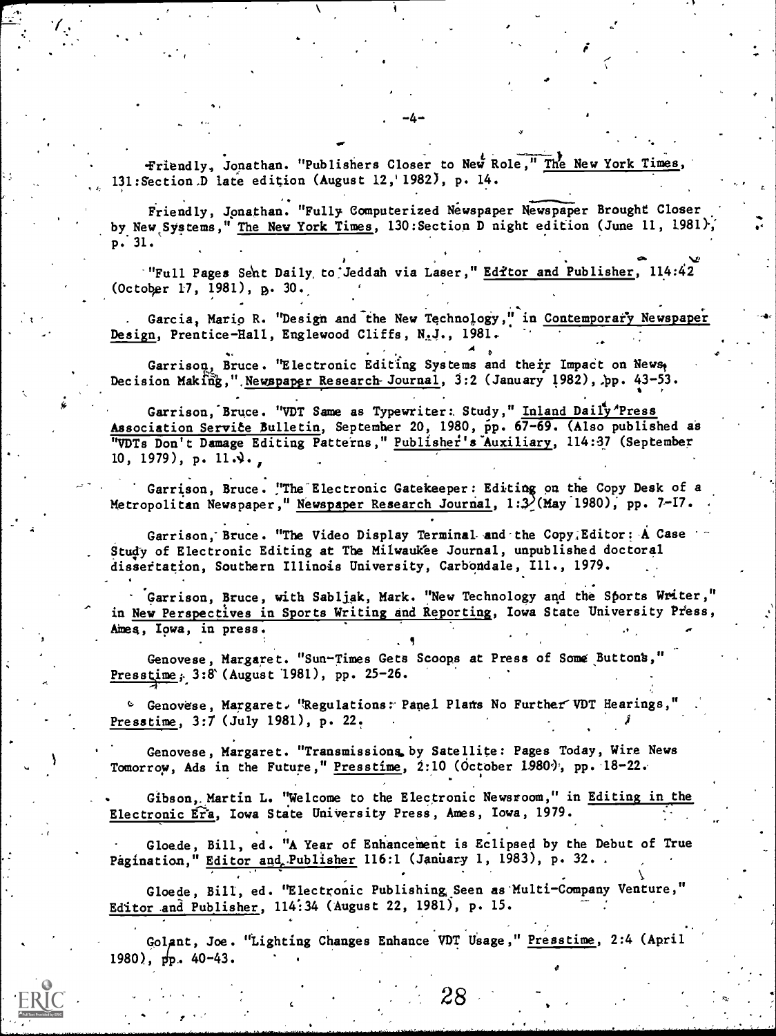Friendly, Jonathan. "Publishers Closer to New Role," The New York Times, 131:Section D late edition (August 12, 1982), p. 14.

Friendly, Jonathan. "Fully Computerized Newspaper Newspaper Brought Closer by New Systems," The New York Times, 130:Section D night edition (June 11, 1981), p. 31.

"Full Pages Sent Daily to Jeddah via Laser," Editor and Publisher, 114:42 (October 17, 1981), p. 30.

Garcia, Mario R. "Design and the New Technology," in Contemporary Newspaper Design, Prentice-Hall, Englewood Cliffs, N.J., 1981.

Garrison, Bruce. "Electronic Editing Systems and their Impact on News Decision Making," Newspaper Research Journal, 3:2 (January 1982), pp. 43-53.

Garrison, Bruce. "VDT Same as Typewriter: Study," Inland Daily Press Association Service Bulletin, September 20, 1980, pp. 67-69. (Also published as "VDTs Don't Damage Editing Patterns," Publisher's Auxiliary, 114:37 (September 10, 1979), p. 11.).

Garrison, Bruce. "The Electronic Gatekeeper: Editing on the Copy Desk of a Metropolitan Newspaper," Newspaper Research Journal, 1:3 (May 1980), pp. 7-17.

Garrison, Bruce. "The Video Display Terminal and the Copy Editor: A Case Study of Electronic Editing at The Milwaukee Journal, unpublished doctoral dissertation, Southern Illinois University, Carbondale, Ill., 1979.

Garrison, Bruce, with Sabljak, Mark. "New Technology and the Sports Writer," in New Perspectives in Sports Writing and Reporting, Iowa State University Press, Ames, Iowa, in press.

Genovese, Margaret. "Sun-Times Gets Scoops at Press of Some Buttons," Presstime, 3:8 (August 1981), pp. 25-26.

Genovese, Margaret. "Regulations: Panel Plans No Further VDT Hearings," Presstime, 3:7 (July 1981), p. 22.

Genovese, Margaret. "Transmissions by Satellite: Pages Today, Wire News Tomorrow, Ads in the Future," Presstime, 2:10 (October 1980), pp. 18-22.

Gibson, Martin L. "Welcome to the Electronic Newsroom," in Editing in the Electronic Era, Iowa State University Press, Ames, Iowa, 1979.

Gloede, Bill, ed. "A Year of Enhancement is Eclipsed by the Debut of True Pagination," Editor and Publisher 116:1 (January 1, 1983), p. 32.

Gloede, Bill, ed. "Electronic Publishing Seen as Multi-Company Venture," Editor and Publisher, 114:34 (August 22, 1981), p. 15.

Golant, Joe. "Lighting Changes Enhance VDT Usage," Presstime, 2:4 (April 1980), pp. 40-43.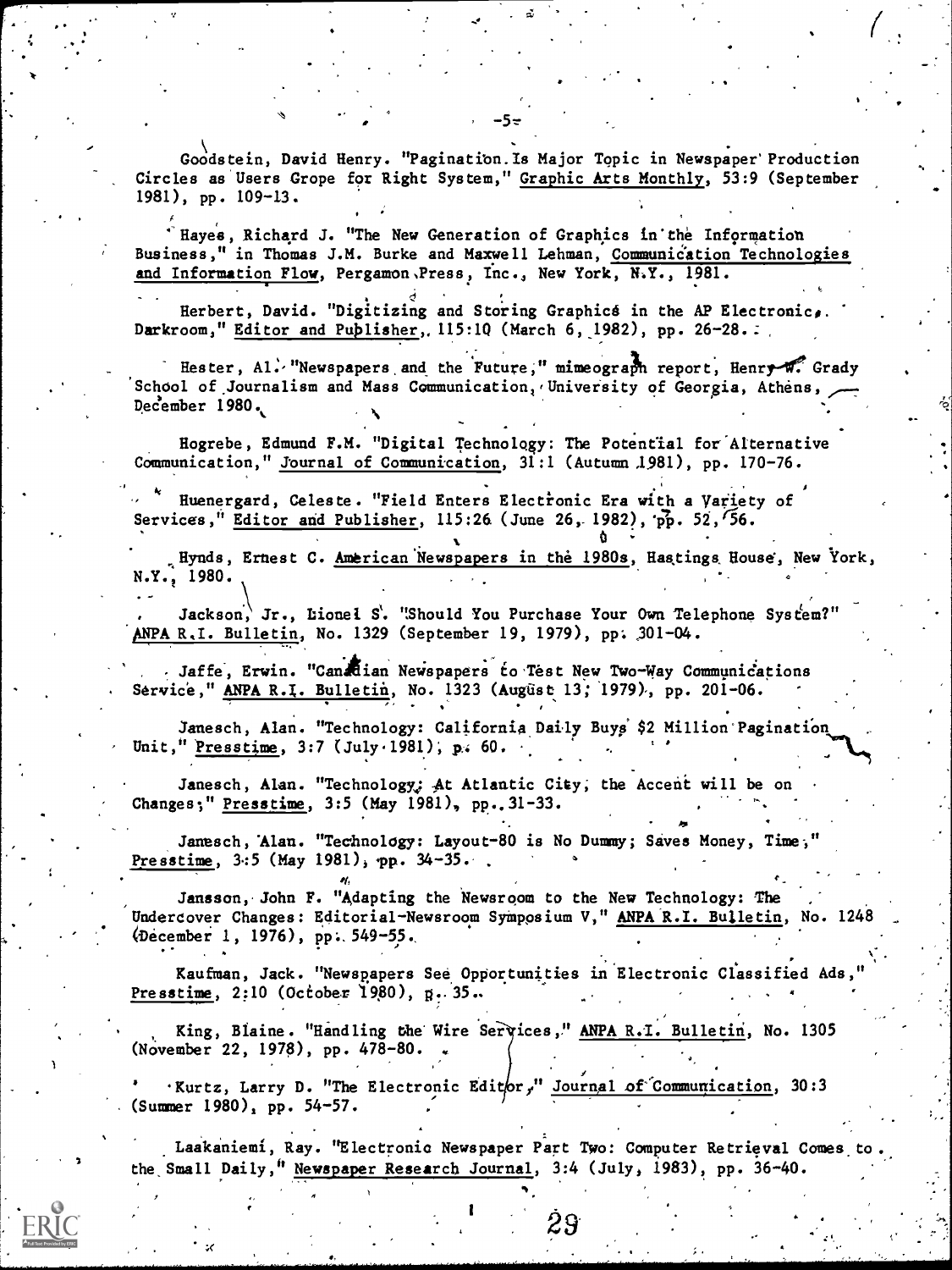Goodstein, David Henry. "Pagination Is Major Topic in Newspaper Production Circles as Users Grope for Right System," Graphic Arts Monthly, 53:9 (September 1981), pp. 109-13.

Hayes, Richard J. "The New Generation of Graphics in the Information Business," in Thomas J.M. Burke and Maxwell Lehman, Communication Technologies and Information Flow, Pergamon Press, Inc., New York, N.Y., 1981.

Herbert, David. "Digitizing and Storing Graphics in the AP Electronic Darkroom," Editor and Publisher, 115:10 (March 6, 1982), pp. 26-28.

Hester, Al. "Newspapers and the Future," mimeograph report, Henry W. Grady School of Journalism and Mass Communication, University of Georgia, Athens, December 1980.

Hogrebe, Edmund F.M. "Digital Technology: The Potential for Alternative Communication," Journal of Communication, 31:1 (Autumn 1981), pp. 170-76.

Huenergard, Celeste. "Field Enters Electronic Era with a Variety of Services," Editor and Publisher, 115:26 (June 26, 1982), pp. 52, 56.

Hynds, Ernest C. American Newspapers in the 1980s, Hastings House, New York, N.Y., 1980.

Jackson, Jr., Lionel S. "Should You Purchase Your Own Telephone System?" ANPA R.I. Bulletin, No. 1329 (September 19, 1979), pp. 301-04.

Jaffe, Erwin. "Canadian Newspapers to Test New Two-Way Communications Service," ANPA R.I. Bulletin, No. 1323 (August 13, 1979), pp. 201-06.

Janesch, Alan. "Technology: California Daily Buys $2 Million Pagination Unit," Presstime, 3:7 (July 1981), p. 60.

Janesch, Alan. "Technology: At Atlantic City, the Accent will be on Changes," Presstime, 3:5 (May 1981), pp. 31-33.

Janesch, Alan. "Technology: Layout-80 is No Dummy; Saves Money, Time," Presstime, 3:5 (May 1981), pp. 34-35.

Jansson, John F. "Adapting the Newsroom to the New Technology: The Undercover Changes: Editorial-Newsroom Symposium V," ANPA R.I. Bulletin, No. 1248 (December 1, 1976), pp. 549-55.

Kaufman, Jack. "Newspapers See Opportunities in Electronic Classified Ads," Presstime, 2:10 (October 1980), p. 35.

King, Blaine. "Handling the Wire Services," ANPA R.I. Bulletin, No. 1305 (November 22, 1978), pp. 478-80.

Kurtz, Larry D. "The Electronic Editor," Journal of Communication, 30:3 (Summer 1980), pp. 54-57.

Laakaniemi, Ray. "Electronic Newspaper Part Two: Computer Retrieval Comes to the Small Daily," Newspaper Research Journal, 3:4 (July, 1983), pp. 36-40.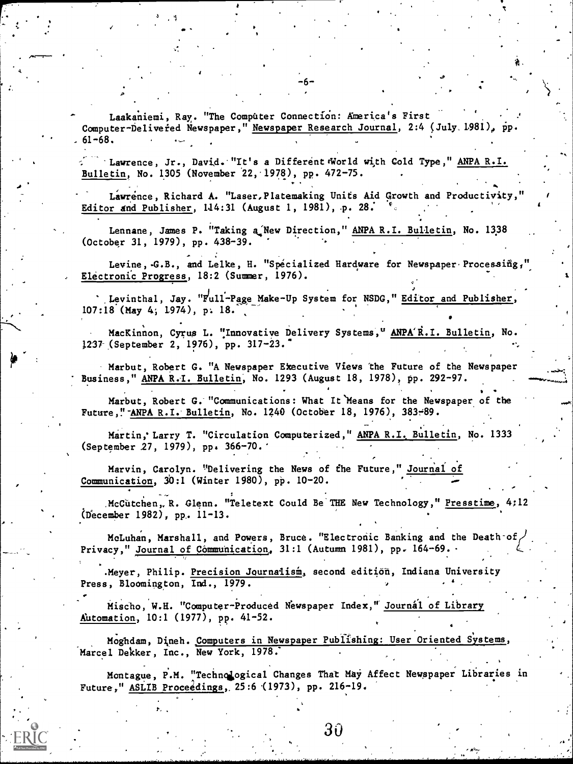Laakaniemi, Ray. "The Computer Connection: America's First Computer-Delivered Newspaper," Newspaper Research Journal, 2:4 (July 1981), pp. 61-68.

Lawrence, Jr., David. "It's a Different World with Cold Type," ANPA R.I. Bulletin, No. 1305 (November 22, 1978), pp. 472-75.

Lawrence, Richard A. "Laser, Platemaking Units Aid Growth and Productivity," Editor and Publisher, 114:31 (August 1, 1981), p. 28.

Lennane, James P. "Taking a New Direction," ANPA R.I. Bulletin, No. 1338 (October 31, 1979), pp. 438-39.

Levine, G.B., and Lelke, H. "Specialized Hardware for Newspaper Processing," Electronic Progress, 18:2 (Summer, 1976).

Levinthal, Jay. "Full-Page Make-Up System for NSDG," Editor and Publisher, 107:18 (May 4, 1974), p. 18.

MacKinnon, Cyrus L. "Innovative Delivery Systems," ANPA R.I. Bulletin, No. 1237 (September 2, 1976), pp. 317-23.

Marbut, Robert G. "A Newspaper Executive Views the Future of the Newspaper Business," ANPA R.I. Bulletin, No. 1293 (August 18, 1978), pp. 292-97.

Marbut, Robert G. "Communications: What It Means for the Newspaper of the Future," ANPA R.I. Bulletin, No. 1240 (October 18, 1976), 383-89.

Martin, Larry T. "Circulation Computerized," ANPA R.I. Bulletin, No. 1333 (September 27, 1979), pp. 366-70.

Marvin, Carolyn. "Delivering the News of the Future," Journal of Communication, 30:1 (Winter 1980), pp. 10-20.

McCutchen, R. Glenn. "Teletext Could Be THE New Technology," Presstime, 4:12 (December 1982), pp. 11-13.

McLuhan, Marshall, and Powers, Bruce. "Electronic Banking and the Death of Privacy," Journal of Communication, 31:1 (Autumn 1981), pp. 164-69.

Meyer, Philip. Precision Journalism, second edition, Indiana University Press, Bloomington, Ind., 1979.

Mischo, W.H. "Computer-Produced Newspaper Index," Journal of Library Automation, 10:1 (1977), pp. 41-52.

Moghdam, Dineh. Computers in Newspaper Publishing: User Oriented Systems, Marcel Dekker, Inc., New York, 1978.

Montague, P.M. "Technological Changes That May Affect Newspaper Libraries in Future," ASLIB Proceedings, 25:6 (1973), pp. 216-19.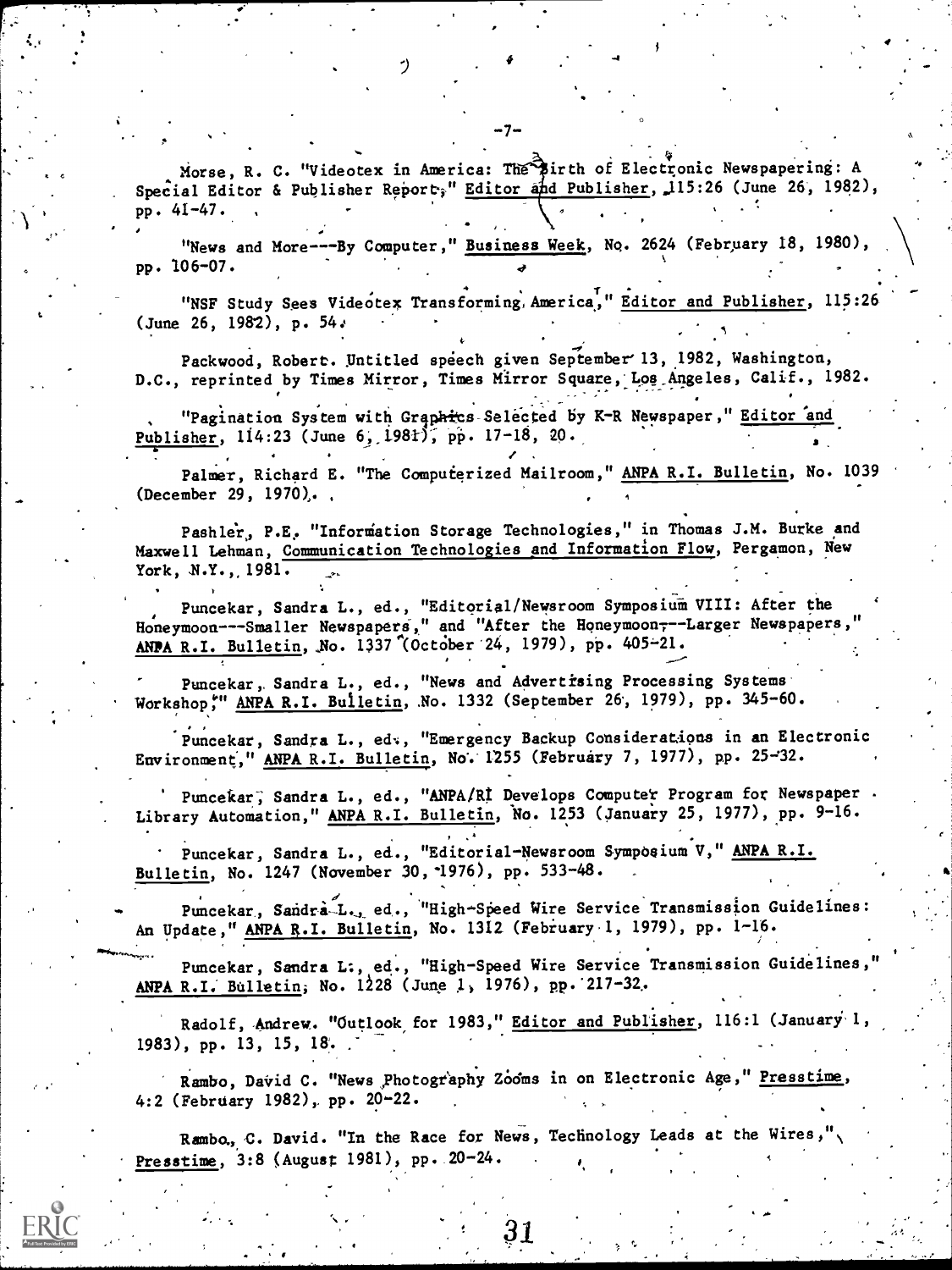Morse, R. C. "Videotex in America: The Birth of Electronic Newspapering: A Special Editor & Publisher Report," Editor and Publisher, 115:26 (June 26, 1982), pp. 41-47.

"News and More---By Computer," Business Week, No. 2624 (February 18, 1980), pp. 106-07.

"NSF Study Sees Videotex Transforming America," Editor and Publisher, 115:26 (June 26, 1982), p. 54.

Packwood, Robert. Untitled speech given September 13, 1982, Washington, D.C., reprinted by Times Mirror, Times Mirror Square, Los Angeles, Calif., 1982.

"Pagination System with Graphics Selected by K-R Newspaper," Editor and Publisher, 114:23 (June 6, 1981), pp. 17-18, 20.

Palmer, Richard E. "The Computerized Mailroom," ANPA R.I. Bulletin, No. 1039 (December 29, 1970).

Pashler, P.E. "Information Storage Technologies," in Thomas J.M. Burke and Maxwell Lehman, Communication Technologies and Information Flow, Pergamon, New York, N.Y., 1981.

Puncekar, Sandra L., ed., "Editorial/Newsroom Symposium VIII: After the Honeymoon---Smaller Newspapers," and "After the Honeymoon---Larger Newspapers," ANPA R.I. Bulletin, No. 1337 (October 24, 1979), pp. 405-21.

Puncekar, Sandra L., ed., "News and Advertising Processing Systems Workshop," ANPA R.I. Bulletin, No. 1332 (September 26, 1979), pp. 345-60.

Puncekar, Sandra L., ed., "Emergency Backup Considerations in an Electronic Environment," ANPA R.I. Bulletin, No. 1255 (February 7, 1977), pp. 25-32.

Puncekar, Sandra L., ed., "ANPA/RI Develops Computer Program for Newspaper Library Automation," ANPA R.I. Bulletin, No. 1253 (January 25, 1977), pp. 9-16.

Puncekar, Sandra L., ed., "Editorial-Newsroom Symposium V," ANPA R.I. Bulletin, No. 1247 (November 30, 1976), pp. 533-48.

Puncekar, Sandra L., ed., "High-Speed Wire Service Transmission Guidelines: An Update," ANPA R.I. Bulletin, No. 1312 (February 1, 1979), pp. 1-16.

Puncekar, Sandra L., ed., "High-Speed Wire Service Transmission Guidelines," ANPA R.I. Bulletin, No. 1228 (June 1, 1976), pp. 217-32.

Radolf, Andrew. "Outlook for 1983," Editor and Publisher, 116:1 (January 1, 1983), pp. 13, 15, 18.

Rambo, David C. "News Photography Zooms in on Electronic Age," Presstime, 4:2 (February 1982), pp. 20-22.

Rambo, C. David. "In the Race for News, Technology Leads at the Wires," Presstime, 3:8 (August 1981), pp. 20-24.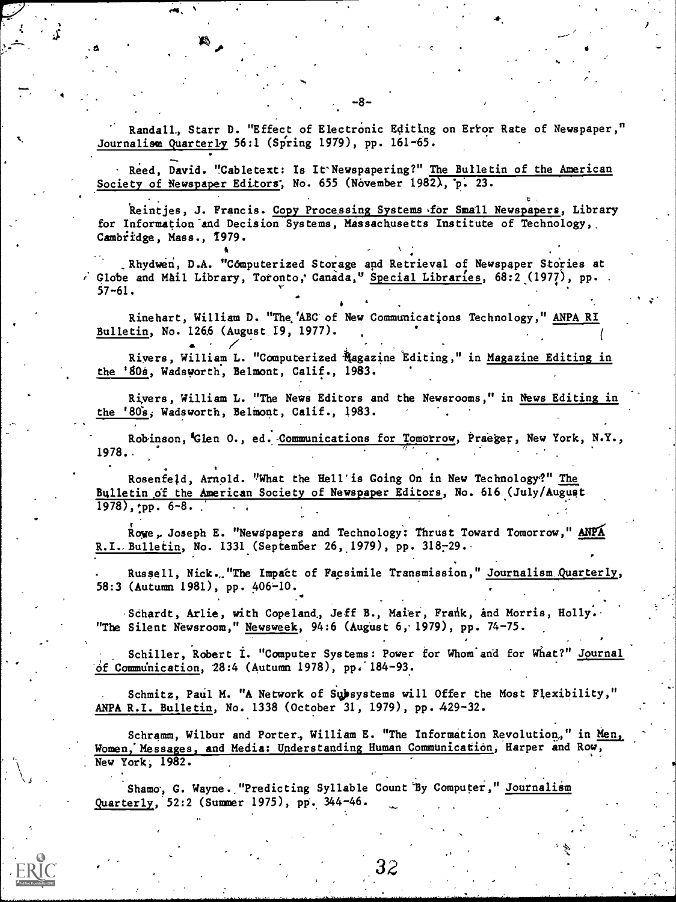Randall, Starr D. "Effect of Electronic Editing on Error Rate of Newspaper," _Journalism Quarterly_ 56:1 (Spring 1979), pp. 161-65.

Reed, David. "Cabletext: Is It Newspapering?" _The Bulletin of the American Society of Newspaper Editors_, No. 655 (November 1982), p. 23.

Reintjes, J. Francis. _Copy Processing Systems for Small Newspapers_, Library for Information and Decision Systems, Massachusetts Institute of Technology, Cambridge, Mass., 1979.

Rhydwen, D.A. "Computerized Storage and Retrieval of Newspaper Stories at Globe and Mail Library, Toronto, Canada," _Special Libraries_, 68:2 (1977), pp. 57-61.

Rinehart, William D. "The ABC of New Communications Technology," _ANPA RI Bulletin_, No. 1266 (August 19, 1977).

Rivers, William L. "Computerized Magazine Editing," in _Magazine Editing in the '80s_, Wadsworth, Belmont, Calif., 1983.

Rivers, William L. "The News Editors and the Newsrooms," in _News Editing in the '80s_, Wadsworth, Belmont, Calif., 1983.

Robinson, Glen O., ed. _Communications for Tomorrow_, Praeger, New York, N.Y., 1978.

Rosenfeld, Arnold. "What the Hell is Going On in New Technology?" _The Bulletin of the American Society of Newspaper Editors_, No. 616 (July/August 1978), pp. 6-8.

Rowe, Joseph E. "Newspapers and Technology: Thrust Toward Tomorrow," _ANPA R.I. Bulletin_, No. 1331 (September 26, 1979), pp. 318-29.

Russell, Nick. "The Impact of Facsimile Transmission," _Journalism Quarterly_, 58:3 (Autumn 1981), pp. 406-10.

Schardt, Arlie, with Copeland, Jeff B., Maier, Frank, and Morris, Holly. "The Silent Newsroom," _Newsweek_, 94:6 (August 6, 1979), pp. 74-75.

Schiller, Robert I. "Computer Systems: Power for Whom and for What?" _Journal of Communication_, 28:4 (Autumn 1978), pp. 184-93.

Schmitz, Paul M. "A Network of Subsystems will Offer the Most Flexibility," _ANPA R.I. Bulletin_, No. 1338 (October 31, 1979), pp. 429-32.

Schramm, Wilbur and Porter, William E. "The Information Revolution," in _Men, Women, Messages, and Media: Understanding Human Communication_, Harper and Row, New York, 1982.

Shamo, G. Wayne. "Predicting Syllable Count By Computer," _Journalism Quarterly_, 52:2 (Summer 1975), pp. 344-46.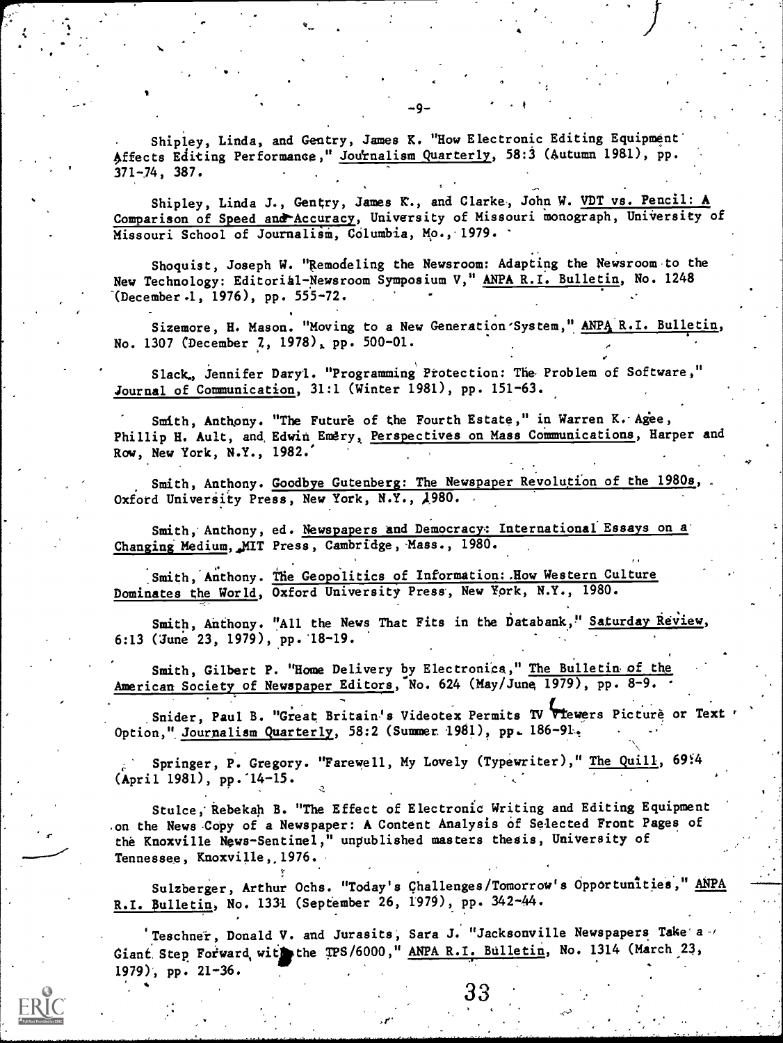Shipley, Linda, and Gentry, James K. "How Electronic Editing Equipment Affects Editing Performance," Journalism Quarterly, 58:3 (Autumn 1981), pp. 371-74, 387.

Shipley, Linda J., Gentry, James K., and Clarke, John W. VDT vs. Pencil: A Comparison of Speed and Accuracy, University of Missouri monograph, University of Missouri School of Journalism, Columbia, Mo., 1979.

Shoquist, Joseph W. "Remodeling the Newsroom: Adapting the Newsroom to the New Technology: Editorial-Newsroom Symposium V," ANPA R.I. Bulletin, No. 1248 (December 1, 1976), pp. 555-72.

Sizemore, H. Mason. "Moving to a New Generation System," ANPA R.I. Bulletin, No. 1307 (December 7, 1978), pp. 500-01.

Slack, Jennifer Daryl. "Programming Protection: The Problem of Software," Journal of Communication, 31:1 (Winter 1981), pp. 151-63.

Smith, Anthony. "The Future of the Fourth Estate," in Warren K. Agee, Phillip H. Ault, and Edwin Emery, Perspectives on Mass Communications, Harper and Row, New York, N.Y., 1982.

Smith, Anthony. Goodbye Gutenberg: The Newspaper Revolution of the 1980s, Oxford University Press, New York, N.Y., 1980.

Smith, Anthony, ed. Newspapers and Democracy: International Essays on a Changing Medium, MIT Press, Cambridge, Mass., 1980.

Smith, Anthony. The Geopolitics of Information: How Western Culture Dominates the World, Oxford University Press, New York, N.Y., 1980.

Smith, Anthony. "All the News That Fits in the Databank," Saturday Review, 6:13 (June 23, 1979), pp. 18-19.

Smith, Gilbert P. "Home Delivery by Electronics," The Bulletin of the American Society of Newspaper Editors, No. 624 (May/June 1979), pp. 8-9.

Snider, Paul B. "Great Britain's Videotex Permits TV Viewers Picture or Text Option," Journalism Quarterly, 58:2 (Summer 1981), pp. 186-91.

Springer, P. Gregory. "Farewell, My Lovely (Typewriter)," The Quill, 69:4 (April 1981), pp. 14-15.

Stulce, Rebekah B. "The Effect of Electronic Writing and Editing Equipment on the News Copy of a Newspaper: A Content Analysis of Selected Front Pages of the Knoxville News-Sentinel," unpublished masters thesis, University of Tennessee, Knoxville, 1976.

Sulzberger, Arthur Ochs. "Today's Challenges/Tomorrow's Opportunities," ANPA R.I. Bulletin, No. 1331 (September 26, 1979), pp. 342-44.

Teschner, Donald V. and Jurasits, Sara J. "Jacksonville Newspapers Take a Giant Step Forward with the TPS/6000," ANPA R.I. Bulletin, No. 1314 (March 23, 1979), pp. 21-36.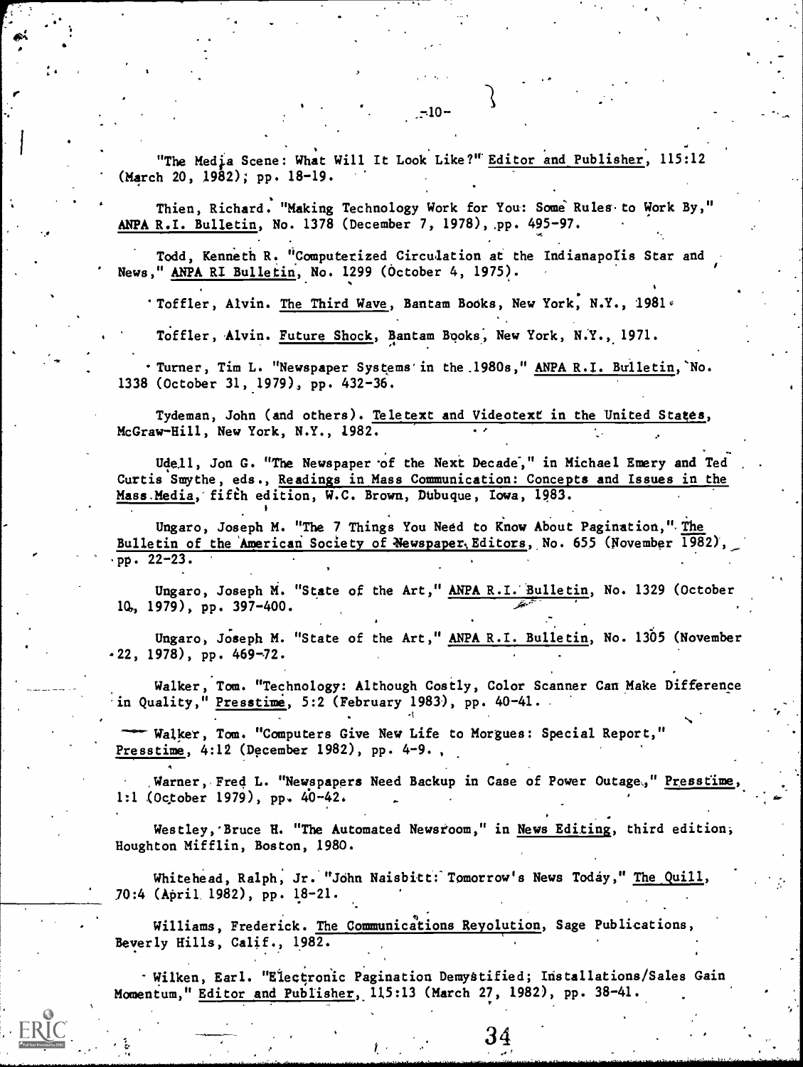"The Media Scene: What Will It Look Like?" Editor and Publisher, 115:12 (March 20, 1982), pp. 18-19.

Thien, Richard. "Making Technology Work for You: Some Rules to Work By," ANPA R.I. Bulletin, No. 1378 (December 7, 1978), pp. 495-97.

Todd, Kenneth R. "Computerized Circulation at the Indianapolis Star and News," ANPA RI Bulletin, No. 1299 (October 4, 1975).

Toffler, Alvin. The Third Wave, Bantam Books, New York, N.Y., 1981.

Toffler, Alvin. Future Shock, Bantam Books, New York, N.Y., 1971.

Turner, Tim L. "Newspaper Systems in the 1980s," ANPA R.I. Bulletin, No. 1338 (October 31, 1979), pp. 432-36.

Tydeman, John (and others). Teletext and Videotext in the United States, McGraw-Hill, New York, N.Y., 1982.

Udell, Jon G. "The Newspaper of the Next Decade," in Michael Emery and Ted Curtis Smythe, eds., Readings in Mass Communication: Concepts and Issues in the Mass Media, fifth edition, W.C. Brown, Dubuque, Iowa, 1983.

Ungaro, Joseph M. "The 7 Things You Need to Know About Pagination," The Bulletin of the American Society of Newspaper Editors, No. 655 (November 1982), pp. 22-23.

Ungaro, Joseph M. "State of the Art," ANPA R.I. Bulletin, No. 1329 (October 10, 1979), pp. 397-400.

Ungaro, Joseph M. "State of the Art," ANPA R.I. Bulletin, No. 1305 (November 22, 1978), pp. 469-72.

Walker, Tom. "Technology: Although Costly, Color Scanner Can Make Difference in Quality," Presstime, 5:2 (February 1983), pp. 40-41.

Walker, Tom. "Computers Give New Life to Morgues: Special Report," Presstime, 4:12 (December 1982), pp. 4-9.

Warner, Fred L. "Newspapers Need Backup in Case of Power Outage," Presstime, 1:1 (October 1979), pp. 40-42.

Westley, Bruce H. "The Automated Newsroom," in News Editing, third edition, Houghton Mifflin, Boston, 1980.

Whitehead, Ralph, Jr. "John Naisbitt: Tomorrow's News Today," The Quill, 70:4 (April 1982), pp. 18-21.

Williams, Frederick. The Communications Revolution, Sage Publications, Beverly Hills, Calif., 1982.

Wilken, Earl. "Electronic Pagination Demystified; Installations/Sales Gain Momentum," Editor and Publisher, 115:13 (March 27, 1982), pp. 38-41.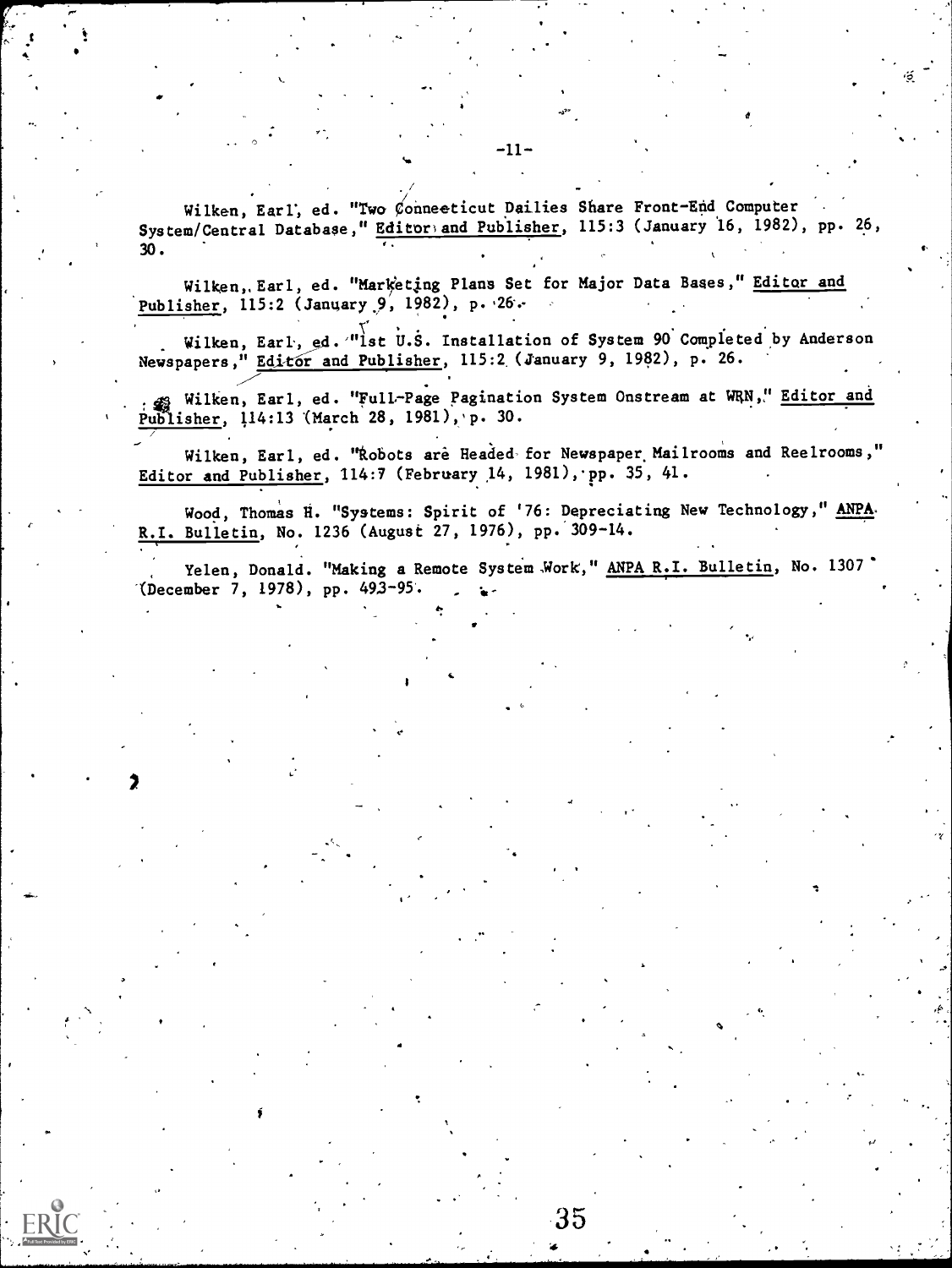Wilken, Earl, ed. "Two Connecticut Dailies Share Front-End Computer System/Central Database," Editor and Publisher, 115:3 (January 16, 1982), pp. 26, 30.

Wilken, Earl, ed. "Marketing Plans Set for Major Data Bases," Editor and Publisher, 115:2 (January 9, 1982), p. 26.

Wilken, Earl, ed. "1st U.S. Installation of System 90 Completed by Anderson Newspapers," Editor and Publisher, 115:2 (January 9, 1982), p. 26.

Wilken, Earl, ed. "Full-Page Pagination System Onstream at WRN," Editor and Publisher, 114:13 (March 28, 1981), p. 30.

Wilken, Earl, ed. "Robots are Headed for Newspaper Mailrooms and Reelrooms," Editor and Publisher, 114:7 (February 14, 1981), pp. 35, 41.

Wood, Thomas H. "Systems: Spirit of '76: Depreciating New Technology," ANPA R.I. Bulletin, No. 1236 (August 27, 1976), pp. 309-14.

Yelen, Donald. "Making a Remote System Work," ANPA R.I. Bulletin, No. 1307 (December 7, 1978), pp. 493-95.